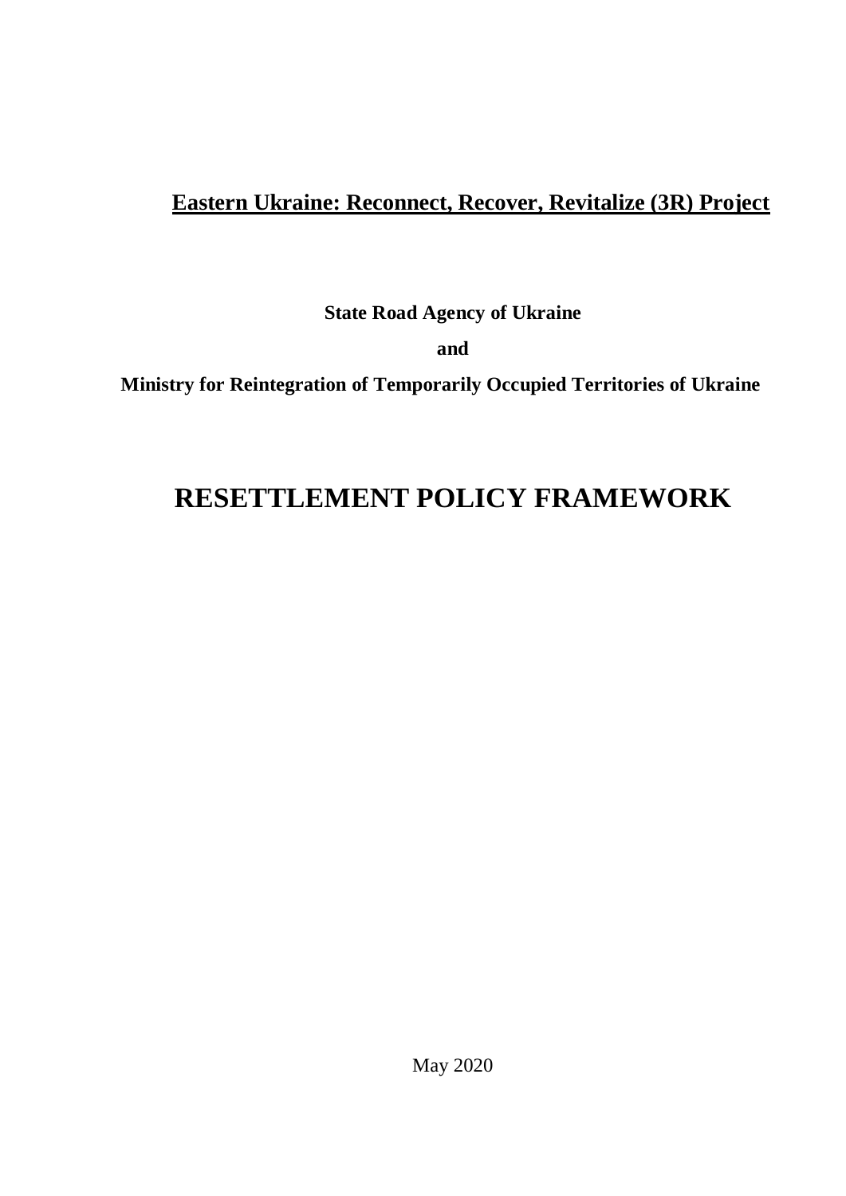**<u>Eastern Ukraine: Reconnect, Recover, Revitalize (3R) Project</u>**

**State Road Agency of Ukraine**

**and**

**Ministry for Reintegration of Temporarily Occupied Territories of Ukraine**

# RESETTLEMENT POLICY FRAMEWORK

May 2020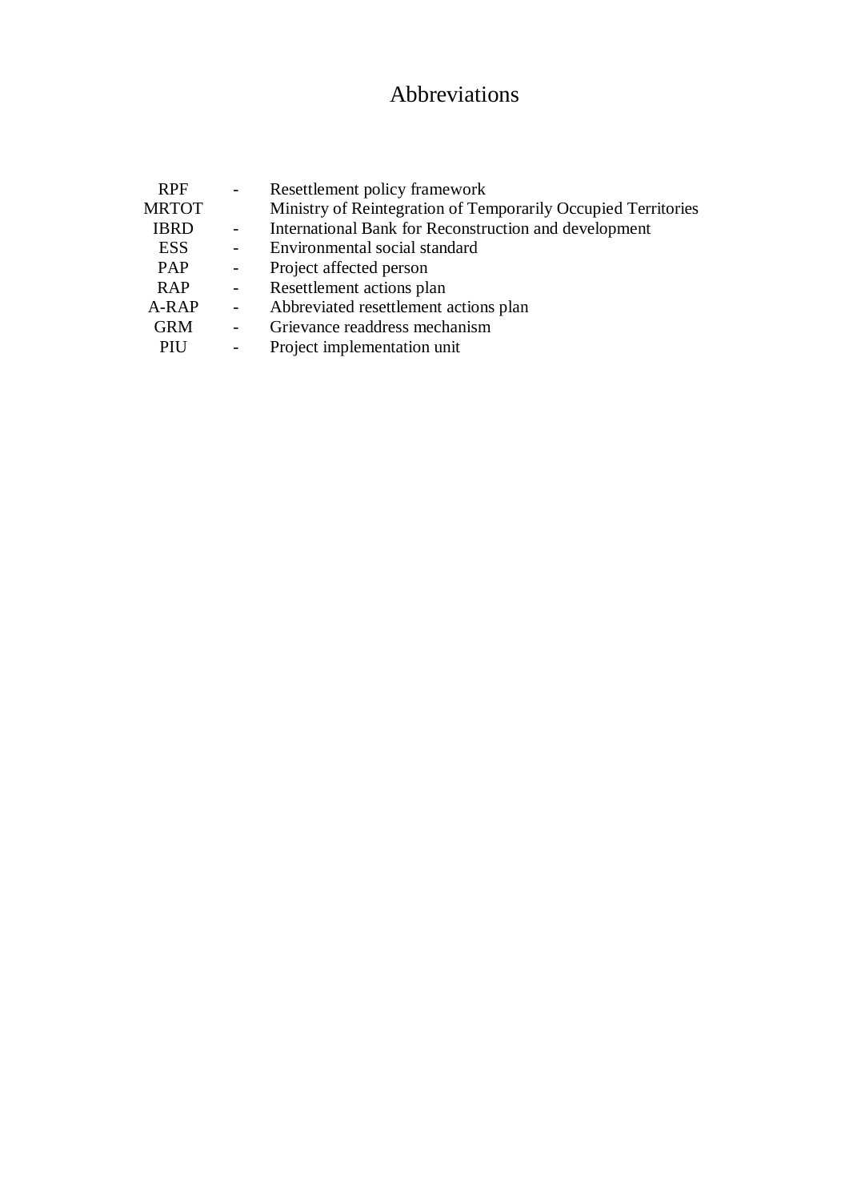# Abbreviations

| | | |
|---|---|---|
| RPF | - | Resettlement policy framework |
| MRTOT | | Ministry of Reintegration of Temporarily Occupied Territories |
| IBRD | - | International Bank for Reconstruction and development |
| ESS | - | Environmental social standard |
| PAP | - | Project affected person |
| RAP | - | Resettlement actions plan |
| A-RAP | - | Abbreviated resettlement actions plan |
| GRM | - | Grievance readdress mechanism |
| PIU | - | Project implementation unit |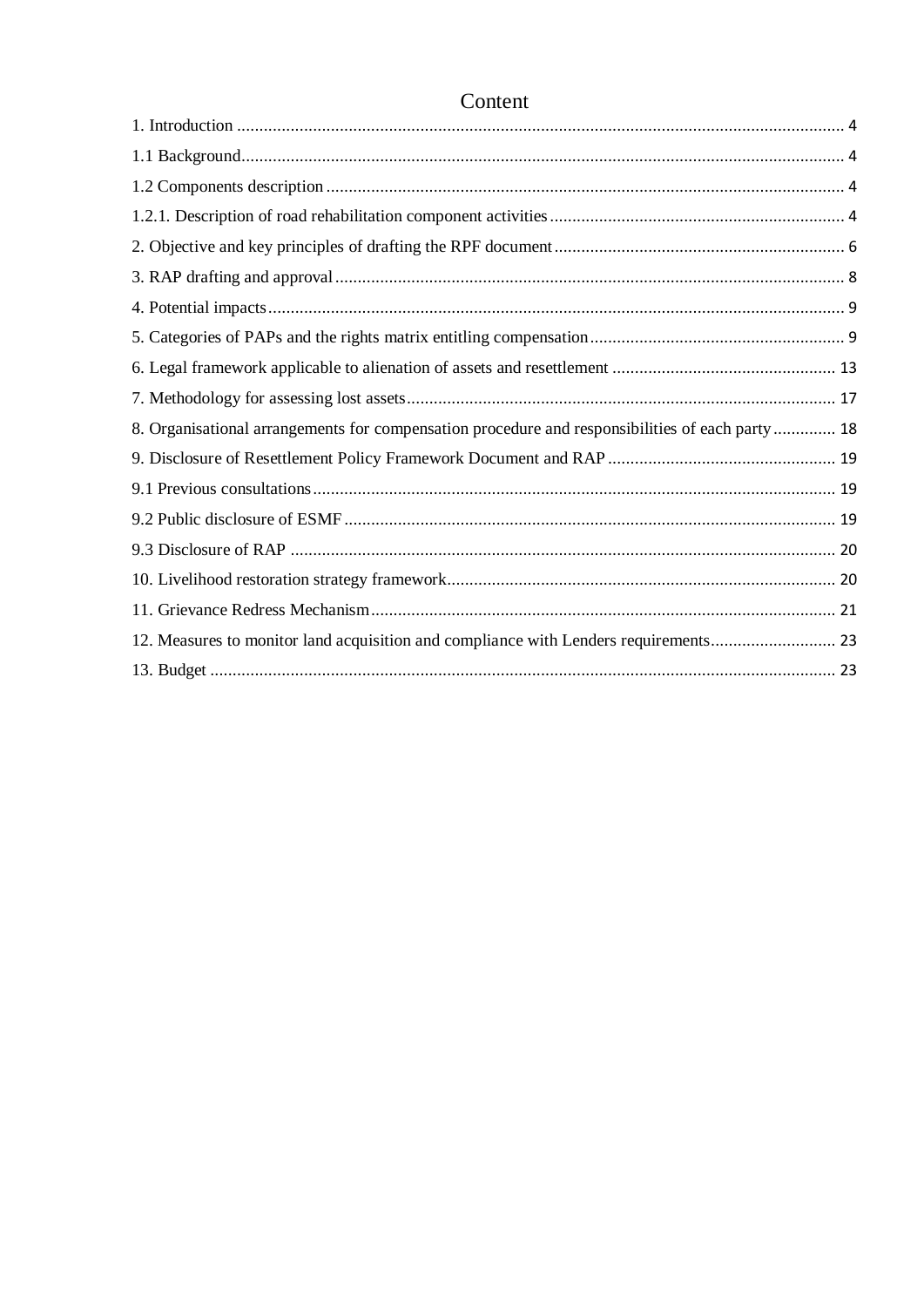# Content

1. Introduction ........................................................................................................................................ 4

1.1 Background...................................................................................................................................... 4

1.2 Components description .................................................................................................................... 4

1.2.1. Description of road rehabilitation component activities .................................................................. 4

2. Objective and key principles of drafting the RPF document ................................................................. 6

3. RAP drafting and approval .................................................................................................................. 8

4. Potential impacts ................................................................................................................................ 9

5. Categories of PAPs and the rights matrix entitling compensation ......................................................... 9

6. Legal framework applicable to alienation of assets and resettlement .................................................. 13

7. Methodology for assessing lost assets ................................................................................................ 17

8. Organisational arrangements for compensation procedure and responsibilities of each party .............. 18

9. Disclosure of Resettlement Policy Framework Document and RAP ................................................... 19

9.1 Previous consultations .................................................................................................................... 19

9.2 Public disclosure of ESMF .............................................................................................................. 19

9.3 Disclosure of RAP ......................................................................................................................... 20

10. Livelihood restoration strategy framework ....................................................................................... 20

11. Grievance Redress Mechanism ........................................................................................................ 21

12. Measures to monitor land acquisition and compliance with Lenders requirements ............................ 23

13. Budget ........................................................................................................................................... 23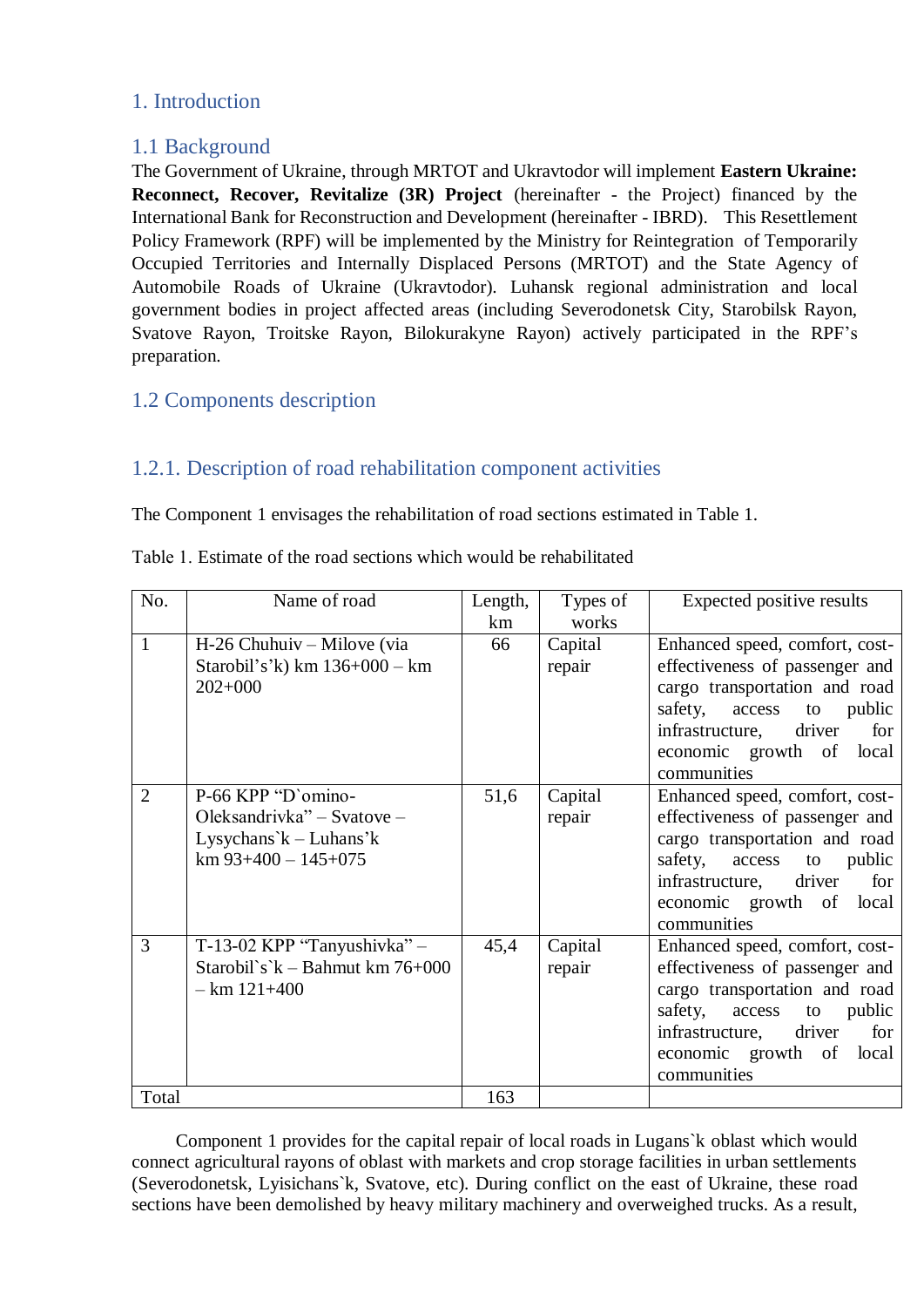# 1. Introduction

## 1.1 Background

The Government of Ukraine, through MRTOT and Ukravtodor will implement **Eastern Ukraine: Reconnect, Recover, Revitalize (3R) Project** (hereinafter - the Project) financed by the International Bank for Reconstruction and Development (hereinafter - IBRD). This Resettlement Policy Framework (RPF) will be implemented by the Ministry for Reintegration of Temporarily Occupied Territories and Internally Displaced Persons (MRTOT) and the State Agency of Automobile Roads of Ukraine (Ukravtodor). Luhansk regional administration and local government bodies in project affected areas (including Severodonetsk City, Starobilsk Rayon, Svatove Rayon, Troitske Rayon, Bilokurakyne Rayon) actively participated in the RPF's preparation.

## 1.2 Components description

### 1.2.1. Description of road rehabilitation component activities

The Component 1 envisages the rehabilitation of road sections estimated in Table 1.

Table 1. Estimate of the road sections which would be rehabilitated

| No. | Name of road | Length, km | Types of works | Expected positive results |
|---|---|---|---|---|
| 1 | H-26 Chuhuiv – Milove (via Starobil's'k) km 136+000 – km 202+000 | 66 | Capital repair | Enhanced speed, comfort, cost-effectiveness of passenger and cargo transportation and road safety, access to public infrastructure, driver for economic growth of local communities |
| 2 | P-66 KPP "D`omino-Oleksandrivka" – Svatove – Lysychans`k – Luhans'k km 93+400 – 145+075 | 51,6 | Capital repair | Enhanced speed, comfort, cost-effectiveness of passenger and cargo transportation and road safety, access public infrastructure, driver for economic growth of local communities |
| 3 | T-13-02 KPP "Tanyushivka" – Starobil`s`k – Bahmut km 76+000 – km 121+400 | 45,4 | Capital repair | Enhanced speed, comfort, cost-effectiveness of passenger and cargo transportation and road safety, access to public infrastructure, driver for economic growth of local communities |
| Total | | 163 | | |

Component 1 provides for the capital repair of local roads in Lugans`k oblast which would connect agricultural rayons of oblast with markets and crop storage facilities in urban settlements (Severodonetsk, Lyisichans`k, Svatove, etc). During conflict on the east of Ukraine, these road sections have been demolished by heavy military machinery and overweighed trucks. As a result,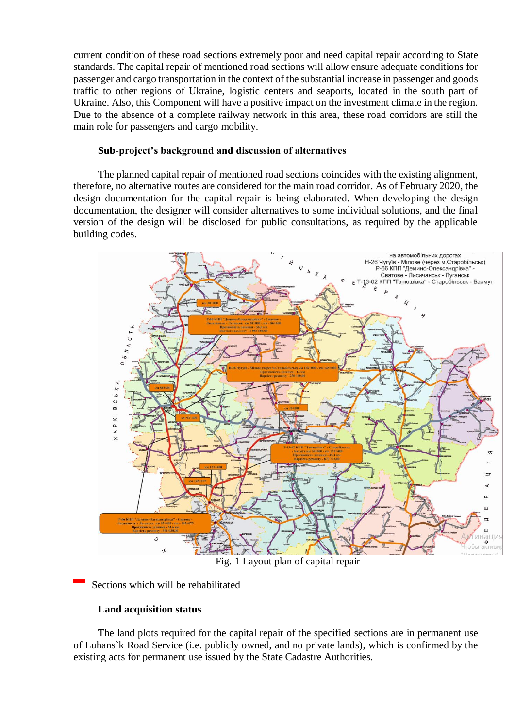current condition of these road sections extremely poor and need capital repair according to State standards. The capital repair of mentioned road sections will allow ensure adequate conditions for passenger and cargo transportation in the context of the substantial increase in passenger and goods traffic to other regions of Ukraine, logistic centers and seaports, located in the south part of Ukraine. Also, this Component will have a positive impact on the investment climate in the region. Due to the absence of a complete railway network in this area, these road corridors are still the main role for passengers and cargo mobility.

### Sub-project's background and discussion of alternatives

The planned capital repair of mentioned road sections coincides with the existing alignment, therefore, no alternative routes are considered for the main road corridor. As of February 2020, the design documentation for the capital repair is being elaborated. When developing the design documentation, the designer will consider alternatives to some individual solutions, and the final version of the design will be disclosed for public consultations, as required by the applicable building codes.

Fig. 1 Layout plan of capital repair

Sections which will be rehabilitated

### Land acquisition status

The land plots required for the capital repair of the specified sections are in permanent use of Luhans`k Road Service (i.e. publicly owned, and no private lands), which is confirmed by the existing acts for permanent use issued by the State Cadastre Authorities.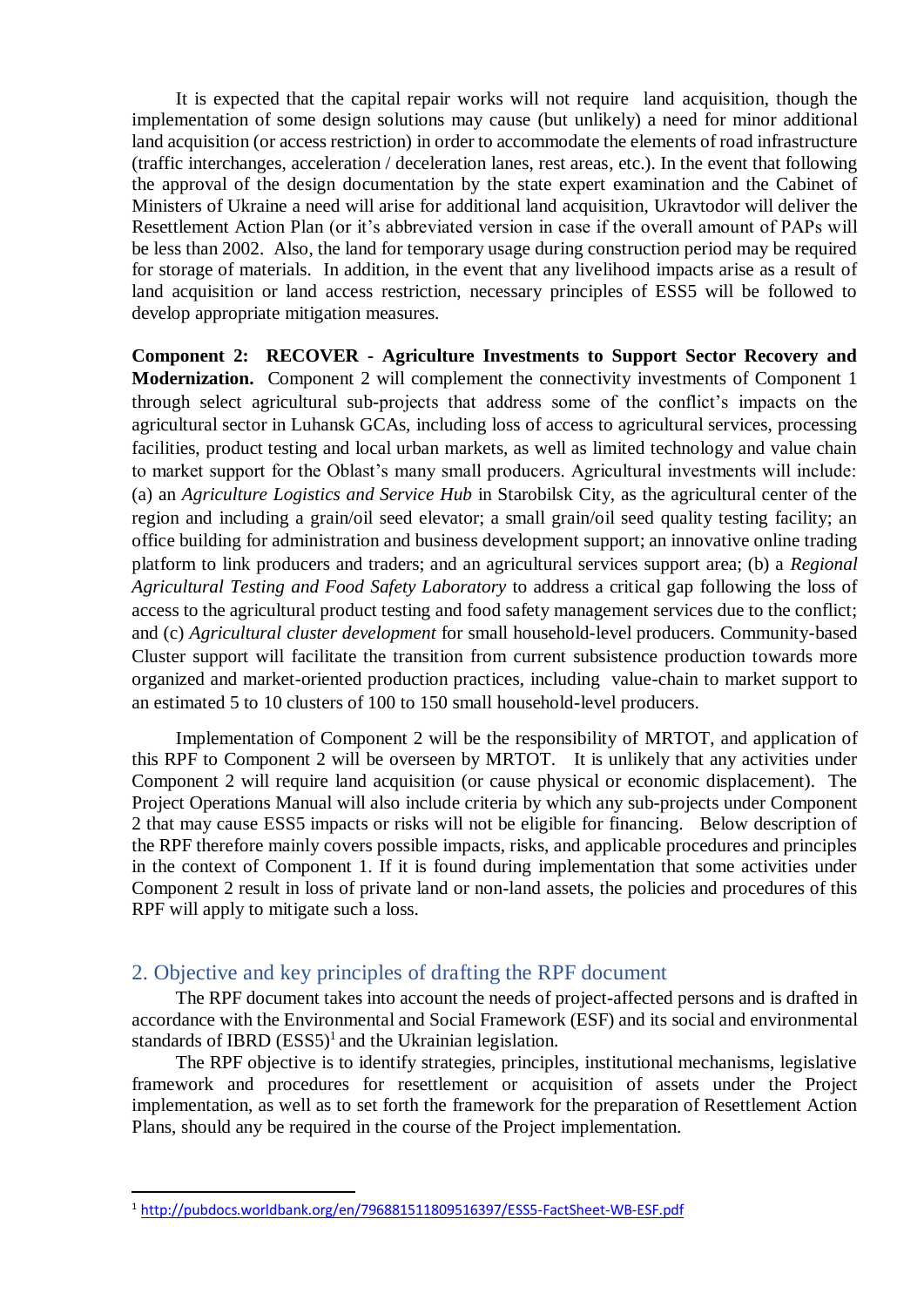It is expected that the capital repair works will not require land acquisition, though the implementation of some design solutions may cause (but unlikely) a need for minor additional land acquisition (or access restriction) in order to accommodate the elements of road infrastructure (traffic interchanges, acceleration / deceleration lanes, rest areas, etc.). In the event that following the approval of the design documentation by the state expert examination and the Cabinet of Ministers of Ukraine a need will arise for additional land acquisition, Ukravtodor will deliver the Resettlement Action Plan (or it's abbreviated version in case if the overall amount of PAPs will be less than 2002. Also, the land for temporary usage during construction period may be required for storage of materials. In addition, in the event that any livelihood impacts arise as a result of land acquisition or land access restriction, necessary principles of ESS5 will be followed to develop appropriate mitigation measures.

**Component 2: RECOVER - Agriculture Investments to Support Sector Recovery and Modernization.** Component 2 will complement the connectivity investments of Component 1 through select agricultural sub-projects that address some of the conflict's impacts on the agricultural sector in Luhansk GCAs, including loss of access to agricultural services, processing facilities, product testing and local urban markets, as well as limited technology and value chain to market support for the Oblast's many small producers. Agricultural investments will include: (a) an *Agriculture Logistics and Service Hub* in Starobilsk City, as the agricultural center of the region and including a grain/oil seed elevator; a small grain/oil seed quality testing facility; an office building for administration and business development support; an innovative online trading platform to link producers and traders; and an agricultural services support area; (b) a *Regional Agricultural Testing and Food Safety Laboratory* to address a critical gap following the loss of access to the agricultural product testing and food safety management services due to the conflict; and (c) *Agricultural cluster development* for small household-level producers. Community-based Cluster support will facilitate the transition from current subsistence production towards more organized and market-oriented production practices, including value-chain to market support to an estimated 5 to 10 clusters of 100 to 150 small household-level producers.

Implementation of Component 2 will be the responsibility of MRTOT, and application of this RPF to Component 2 will be overseen by MRTOT. It is unlikely that any activities under Component 2 will require land acquisition (or cause physical or economic displacement). The Project Operations Manual will also include criteria by which any sub-projects under Component 2 that may cause ESS5 impacts or risks will not be eligible for financing. Below description of the RPF therefore mainly covers possible impacts, risks, and applicable procedures and principles in the context of Component 1. If it is found during implementation that some activities under Component 2 result in loss of private land or non-land assets, the policies and procedures of this RPF will apply to mitigate such a loss.

## 2. Objective and key principles of drafting the RPF document

The RPF document takes into account the needs of project-affected persons and is drafted in accordance with the Environmental and Social Framework (ESF) and its social and environmental standards of IBRD (ESS5)[1] and the Ukrainian legislation.

The RPF objective is to identify strategies, principles, institutional mechanisms, legislative framework and procedures for resettlement or acquisition of assets under the Project implementation, as well as to set forth the framework for the preparation of Resettlement Action Plans, should any be required in the course of the Project implementation.

[1] http://pubdocs.worldbank.org/en/796881511809516397/ESS5-FactSheet-WB-ESF.pdf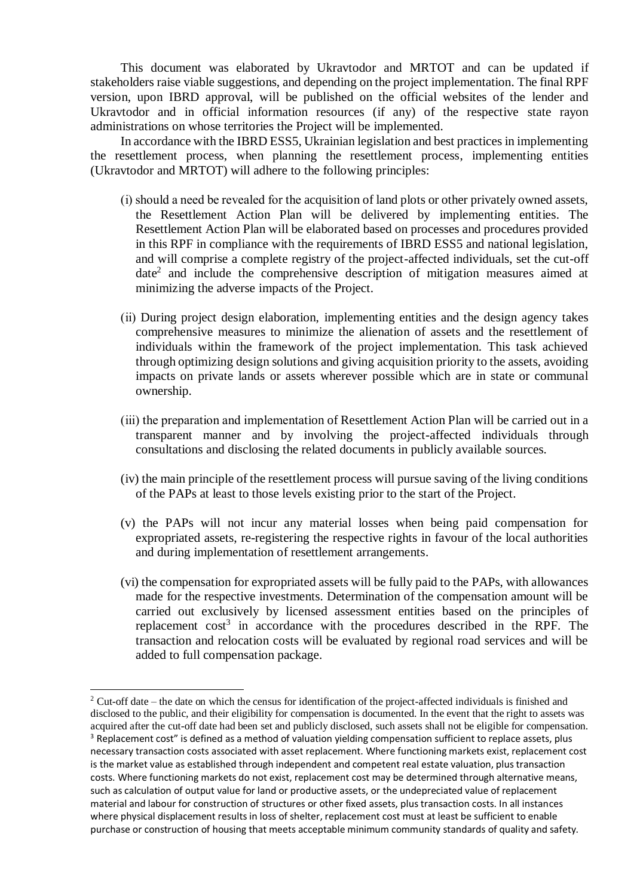This document was elaborated by Ukravtodor and MRTOT and can be updated if stakeholders raise viable suggestions, and depending on the project implementation. The final RPF version, upon IBRD approval, will be published on the official websites of the lender and Ukravtodor and in official information resources (if any) of the respective state rayon administrations on whose territories the Project will be implemented.

In accordance with the IBRD ESS5, Ukrainian legislation and best practices in implementing the resettlement process, when planning the resettlement process, implementing entities (Ukravtodor and MRTOT) will adhere to the following principles:

(i) should a need be revealed for the acquisition of land plots or other privately owned assets, the Resettlement Action Plan will be delivered by implementing entities. The Resettlement Action Plan will be elaborated based on processes and procedures provided in this RPF in compliance with the requirements of IBRD ESS5 and national legislation, and will comprise a complete registry of the project-affected individuals, set the cut-off date[2] and include the comprehensive description of mitigation measures aimed at minimizing the adverse impacts of the Project.

(ii) During project design elaboration, implementing entities and the design agency takes comprehensive measures to minimize the alienation of assets and the resettlement of individuals within the framework of the project implementation. This task achieved through optimizing design solutions and giving acquisition priority to the assets, avoiding impacts on private lands or assets wherever possible which are in state or communal ownership.

(iii) the preparation and implementation of Resettlement Action Plan will be carried out in a transparent manner and by involving the project-affected individuals through consultations and disclosing the related documents in publicly available sources.

(iv) the main principle of the resettlement process will pursue saving of the living conditions of the PAPs at least to those levels existing prior to the start of the Project.

(v) the PAPs will not incur any material losses when being paid compensation for expropriated assets, re-registering the respective rights in favour of the local authorities and during implementation of resettlement arrangements.

(vi) the compensation for expropriated assets will be fully paid to the PAPs, with allowances made for the respective investments. Determination of the compensation amount will be carried out exclusively by licensed assessment entities based on the principles of replacement cost[3] in accordance with the procedures described in the RPF. The transaction and relocation costs will be evaluated by regional road services and will be added to full compensation package.

---

[2] Cut-off date – the date on which the census for identification of the project-affected individuals is finished and disclosed to the public, and their eligibility for compensation is documented. In the event that the right to assets was acquired after the cut-off date had been set and publicly disclosed, such assets shall not be eligible for compensation.

[3] Replacement cost" is defined as a method of valuation yielding compensation sufficient to replace assets, plus necessary transaction costs associated with asset replacement. Where functioning markets exist, replacement cost is the market value as established through independent and competent real estate valuation, plus transaction costs. Where functioning markets do not exist, replacement cost may be determined through alternative means, such as calculation of output value for land or productive assets, or the undepreciated value of replacement material and labour for construction of structures or other fixed assets, plus transaction costs. In all instances where physical displacement results in loss of shelter, replacement cost must at least be sufficient to enable purchase or construction of housing that meets acceptable minimum community standards of quality and safety.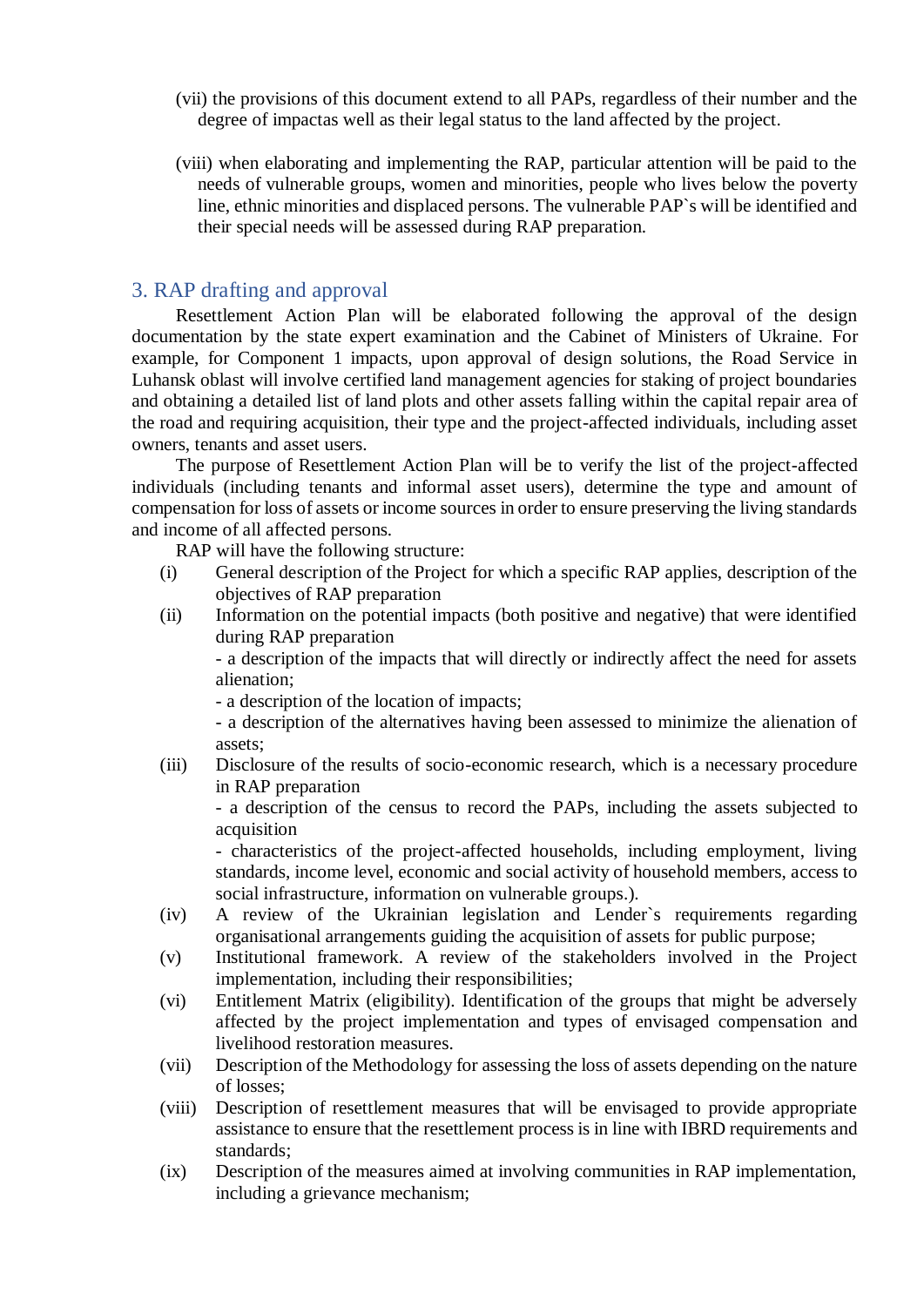(vii) the provisions of this document extend to all PAPs, regardless of their number and the degree of impactas well as their legal status to the land affected by the project.

(viii) when elaborating and implementing the RAP, particular attention will be paid to the needs of vulnerable groups, women and minorities, people who lives below the poverty line, ethnic minorities and displaced persons. The vulnerable PAP`s will be identified and their special needs will be assessed during RAP preparation.

## 3. RAP drafting and approval

Resettlement Action Plan will be elaborated following the approval of the design documentation by the state expert examination and the Cabinet of Ministers of Ukraine. For example, for Component 1 impacts, upon approval of design solutions, the Road Service in Luhansk oblast will involve certified land management agencies for staking of project boundaries and obtaining a detailed list of land plots and other assets falling within the capital repair area of the road and requiring acquisition, their type and the project-affected individuals, including asset owners, tenants and asset users.

The purpose of Resettlement Action Plan will be to verify the list of the project-affected individuals (including tenants and informal asset users), determine the type and amount of compensation for loss of assets or income sources in order to ensure preserving the living standards and income of all affected persons.

RAP will have the following structure:

(i) General description of the Project for which a specific RAP applies, description of the objectives of RAP preparation

(ii) Information on the potential impacts (both positive and negative) that were identified during RAP preparation
- a description of the impacts that will directly or indirectly affect the need for assets alienation;
- a description of the location of impacts;
- a description of the alternatives having been assessed to minimize the alienation of assets;

(iii) Disclosure of the results of socio-economic research, which is a necessary procedure in RAP preparation
- a description of the census to record the PAPs, including the assets subjected to acquisition
- characteristics of the project-affected households, including employment, living standards, income level, economic and social activity of household members, access to social infrastructure, information on vulnerable groups.).

(iv) A review of the Ukrainian legislation and Lender`s requirements regarding organisational arrangements guiding the acquisition of assets for public purpose;

(v) Institutional framework. A review of the stakeholders involved in the Project implementation, including their responsibilities;

(vi) Entitlement Matrix (eligibility). Identification of the groups that might be adversely affected by the project implementation and types of envisaged compensation and livelihood restoration measures.

(vii) Description of the Methodology for assessing the loss of assets depending on the nature of losses;

(viii) Description of resettlement measures that will be envisaged to provide appropriate assistance to ensure that the resettlement process is in line with IBRD requirements and standards;

(ix) Description of the measures aimed at involving communities in RAP implementation, including a grievance mechanism;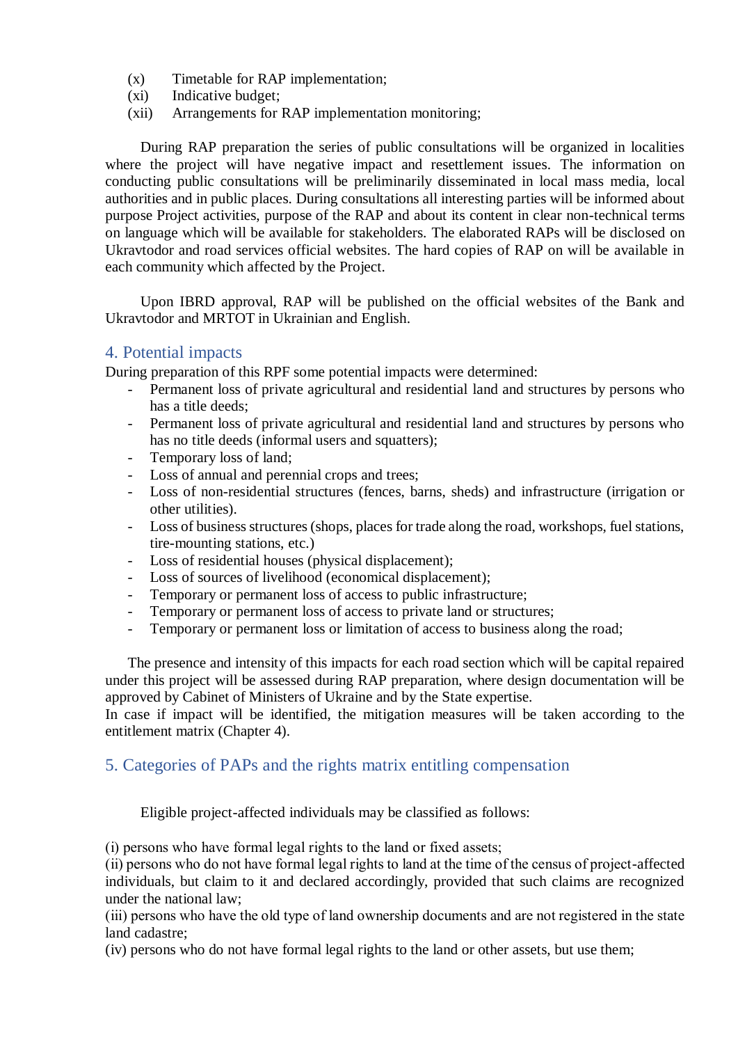(x) Timetable for RAP implementation;
(xi) Indicative budget;
(xii) Arrangements for RAP implementation monitoring;

During RAP preparation the series of public consultations will be organized in localities where the project will have negative impact and resettlement issues. The information on conducting public consultations will be preliminarily disseminated in local mass media, local authorities and in public places. During consultations all interesting parties will be informed about purpose Project activities, purpose of the RAP and about its content in clear non-technical terms on language which will be available for stakeholders. The elaborated RAPs will be disclosed on Ukravtodor and road services official websites. The hard copies of RAP on will be available in each community which affected by the Project.

Upon IBRD approval, RAP will be published on the official websites of the Bank and Ukravtodor and MRTOT in Ukrainian and English.

## 4. Potential impacts

During preparation of this RPF some potential impacts were determined:

- Permanent loss of private agricultural and residential land and structures by persons who has a title deeds;
- Permanent loss of private agricultural and residential land and structures by persons who has no title deeds (informal users and squatters);
- Temporary loss of land;
- Loss of annual and perennial crops and trees;
- Loss of non-residential structures (fences, barns, sheds) and infrastructure (irrigation or other utilities).
- Loss of business structures (shops, places for trade along the road, workshops, fuel stations, tire-mounting stations, etc.)
- Loss of residential houses (physical displacement);
- Loss of sources of livelihood (economical displacement);
- Temporary or permanent loss of access to public infrastructure;
- Temporary or permanent loss of access to private land or structures;
- Temporary or permanent loss or limitation of access to business along the road;

The presence and intensity of this impacts for each road section which will be capital repaired under this project will be assessed during RAP preparation, where design documentation will be approved by Cabinet of Ministers of Ukraine and by the State expertise.
In case if impact will be identified, the mitigation measures will be taken according to the entitlement matrix (Chapter 4).

## 5. Categories of PAPs and the rights matrix entitling compensation

Eligible project-affected individuals may be classified as follows:

(i) persons who have formal legal rights to the land or fixed assets;
(ii) persons who do not have formal legal rights to land at the time of the census of project-affected individuals, but claim to it and declared accordingly, provided that such claims are recognized under the national law;
(iii) persons who have the old type of land ownership documents and are not registered in the state land cadastre;
(iv) persons who do not have formal legal rights to the land or other assets, but use them;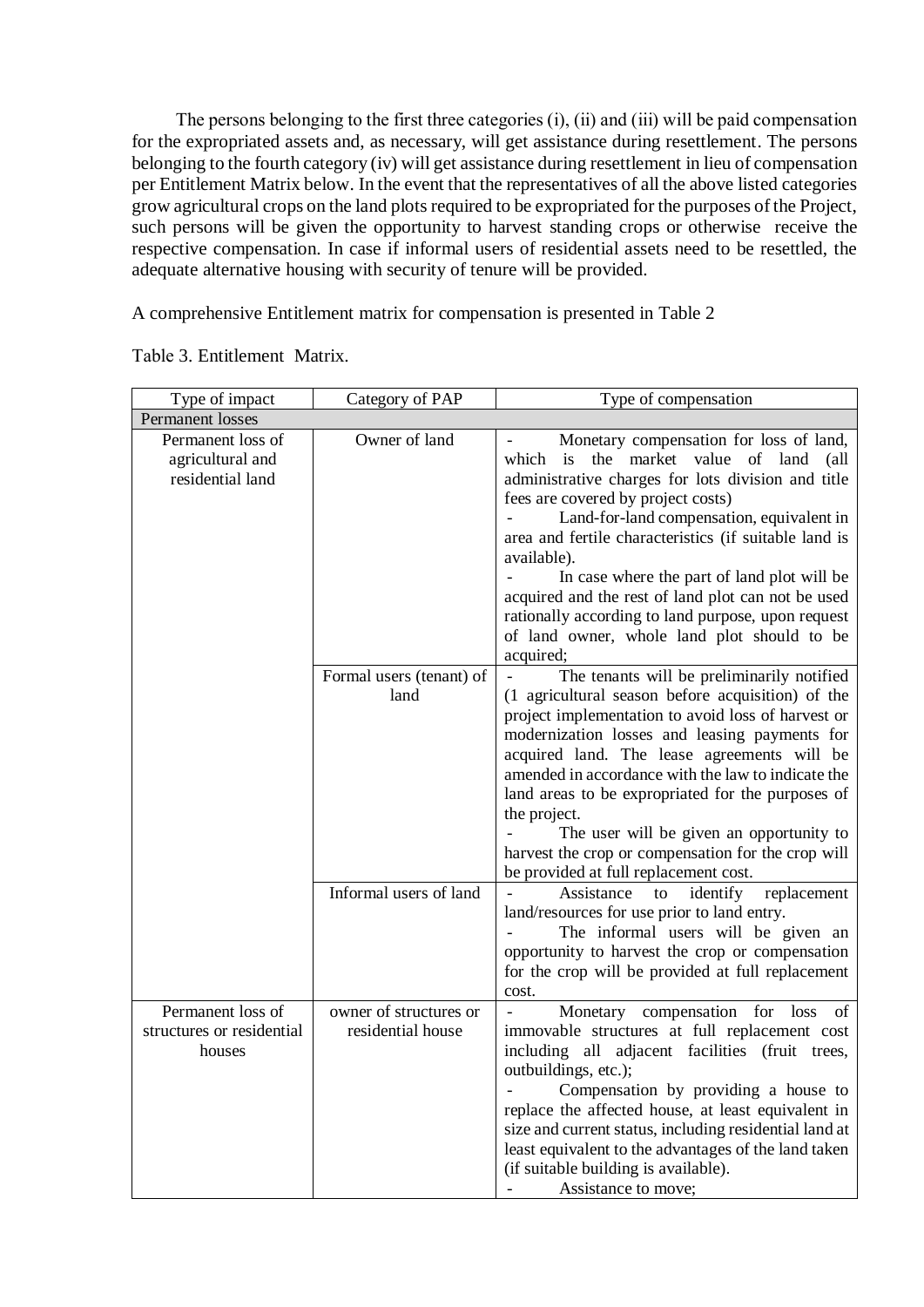The persons belonging to the first three categories (i), (ii) and (iii) will be paid compensation for the expropriated assets and, as necessary, will get assistance during resettlement. The persons belonging to the fourth category (iv) will get assistance during resettlement in lieu of compensation per Entitlement Matrix below. In the event that the representatives of all the above listed categories grow agricultural crops on the land plots required to be expropriated for the purposes of the Project, such persons will be given the opportunity to harvest standing crops or otherwise receive the respective compensation. In case if informal users of residential assets need to be resettled, the adequate alternative housing with security of tenure will be provided.

A comprehensive Entitlement matrix for compensation is presented in Table 2

Table 3. Entitlement Matrix.

| Type of impact | Category of PAP | Type of compensation |
|---|---|---|
| Permanent losses | | |
| Permanent loss of agricultural and residential land | Owner of land | - Monetary compensation for loss of land, which is the market value of land (all administrative charges for lots division and title fees are covered by project costs)<br>- Land-for-land compensation, equivalent in area and fertile characteristics (if suitable land is available).<br>- In case where the part of land plot will be acquired and the rest of land plot can not be used rationally according to land purpose, upon request of land owner, whole land plot should to be acquired; |
| | Formal users (tenant) of land | - The tenants will be preliminarily notified (1 agricultural season before acquisition) of the project implementation to avoid loss of harvest or modernization losses and leasing payments for acquired land. The lease agreements will be amended in accordance with the law to indicate the land areas to be expropriated for the purposes of the project.<br>- The user will be given an opportunity to harvest the crop or compensation for the crop will be provided at full replacement cost. |
| | Informal users of land | - Assistance to identify replacement land/resources for use prior to land entry.<br>- The informal users will be given an opportunity to harvest the crop or compensation for the crop will be provided at full replacement cost. |
| Permanent loss of structures or residential houses | owner of structures or residential house | - Monetary compensation for loss of immovable structures at full replacement cost including all adjacent facilities (fruit trees, outbuildings, etc.);<br>- Compensation by providing a house to replace the affected house, at least equivalent in size and current status, including residential land at least equivalent to the advantages of the land taken (if suitable building is available).<br>- Assistance to move; |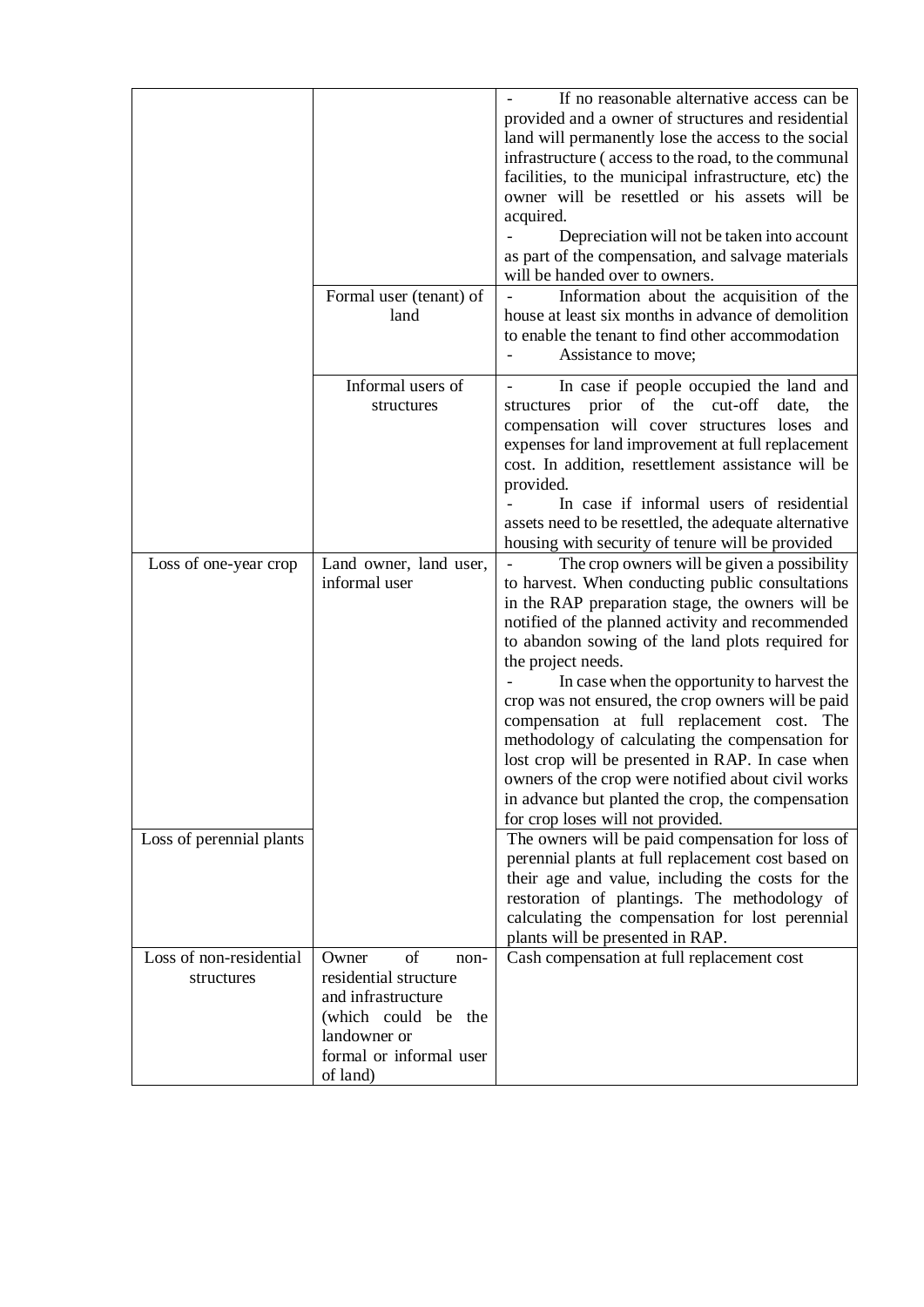| | | |
|---|---|---|
| | | - If no reasonable alternative access can be provided and a owner of structures and residential land will permanently lose the access to the social infrastructure ( access to the road, to the communal facilities, to the municipal infrastructure, etc) the owner will be resettled or his assets will be acquired.<br>- Depreciation will not be taken into account as part of the compensation, and salvage materials will be handed over to owners. |
| | Formal user (tenant) of land | - Information about the acquisition of the house at least six months in advance of demolition to enable the tenant to find other accommodation<br>- Assistance to move; |
| | Informal users of structures | - In case if people occupied the land and structures prior of the cut-off date, the compensation will cover structures loses and expenses for land improvement at full replacement cost. In addition, resettlement assistance will be provided.<br>- In case if informal users of residential assets need to be resettled, the adequate alternative housing with security of tenure will be provided |
| Loss of one-year crop | Land owner, land user, informal user | - The crop owners will be given a possibility to harvest. When conducting public consultations in the RAP preparation stage, the owners will be notified of the planned activity and recommended to abandon sowing of the land plots required for the project needs.<br>- In case when the opportunity to harvest the crop was not ensured, the crop owners will be paid compensation at full replacement cost. The methodology of calculating the compensation for lost crop will be presented in RAP. In case when owners of the crop were notified about civil works in advance but planted the crop, the compensation for crop loses will not provided. |
| Loss of perennial plants | | The owners will be paid compensation for loss of perennial plants at full replacement cost based on their age and value, including the costs for the restoration of plantings. The methodology of calculating the compensation for lost perennial plants will be presented in RAP. |
| Loss of non-residential structures | Owner of non-residential structure and infrastructure (which could be the landowner or formal or informal user of land) | Cash compensation at full replacement cost |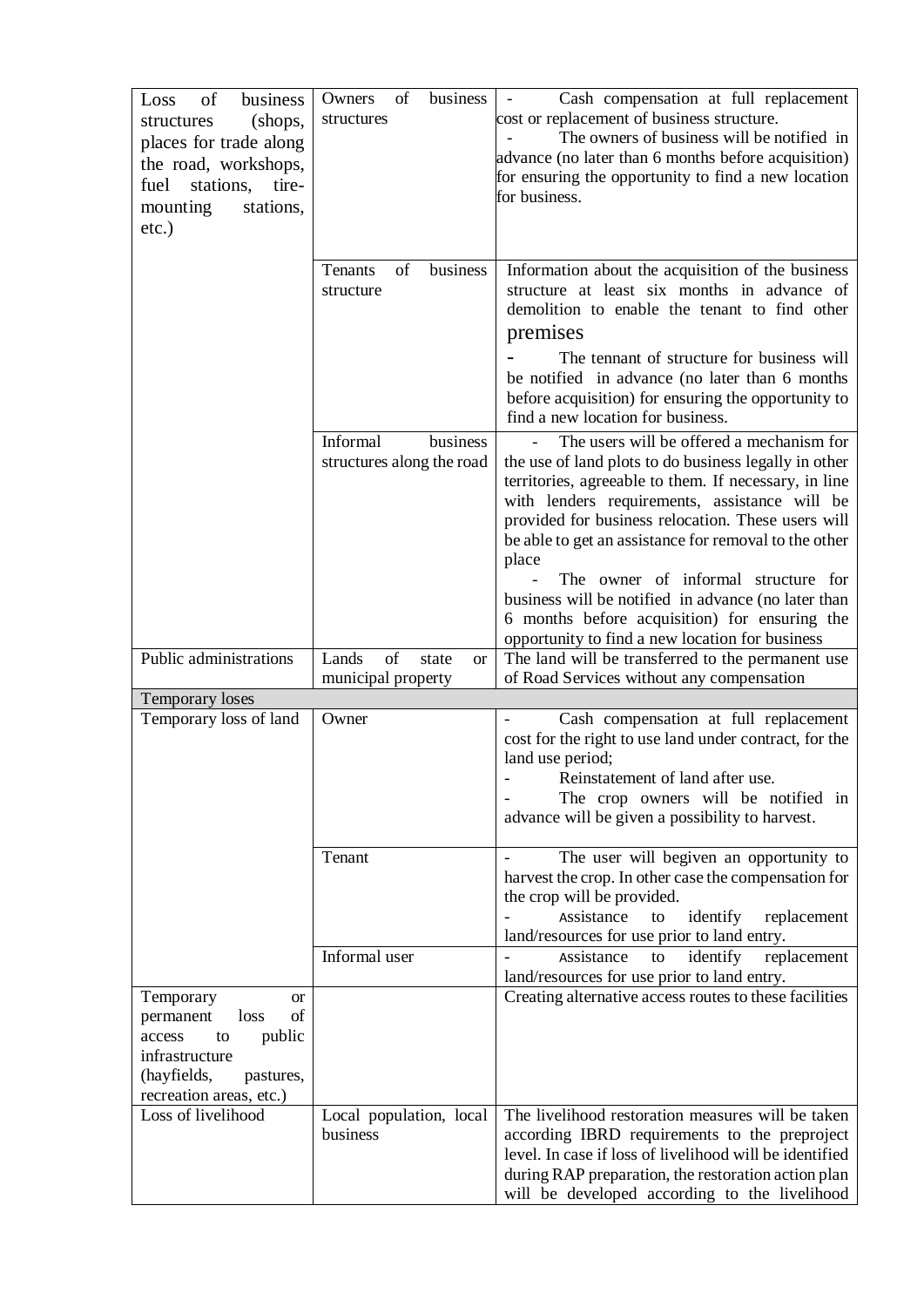| | | |
|---|---|---|
| Loss of business structures (shops, places for trade along the road, workshops, fuel stations, tire-mounting stations, etc.) | Owners of business structures | - Cash compensation at full replacement cost or replacement of business structure.<br>- The owners of business will be notified in advance (no later than 6 months before acquisition) for ensuring the opportunity to find a new location for business. |
| | Tenants of business structure | Information about the acquisition of the business structure at least six months in advance of demolition to enable the tenant to find other premises<br>- The tennant of structure for business will be notified in advance (no later than 6 months before acquisition) for ensuring the opportunity to find a new location for business. |
| | Informal business structures along the road | - The users will be offered a mechanism for the use of land plots to do business legally in other territories, agreeable to them. If necessary, in line with lenders requirements, assistance will be provided for business relocation. These users will be able to get an assistance for removal to the other place<br>- The owner of informal structure for business will be notified in advance (no later than 6 months before acquisition) for ensuring the opportunity to find a new location for business |
| Public administrations | Lands of state or municipal property | The land will be transferred to the permanent use of Road Services without any compensation |
| Temporary loses | | |
| Temporary loss of land | Owner | - Cash compensation at full replacement cost for the right to use land under contract, for the land use period;<br>- Reinstatement of land after use.<br>- The crop owners will be notified in advance will be given a possibility to harvest. |
| | Tenant | - The user will begiven an opportunity to harvest the crop. In other case the compensation for the crop will be provided.<br>- Assistance to identify replacement land/resources for use prior to land entry. |
| | Informal user | - Assistance to identify replacement land/resources for use prior to land entry. |
| Temporary or permanent loss of access to public infrastructure (hayfields, pastures, recreation areas, etc.) | | Creating alternative access routes to these facilities |
| Loss of livelihood | Local population, local business | The livelihood restoration measures will be taken according IBRD requirements to the preproject level. In case if loss of livelihood will be identified during RAP preparation, the restoration action plan will be developed according to the livelihood |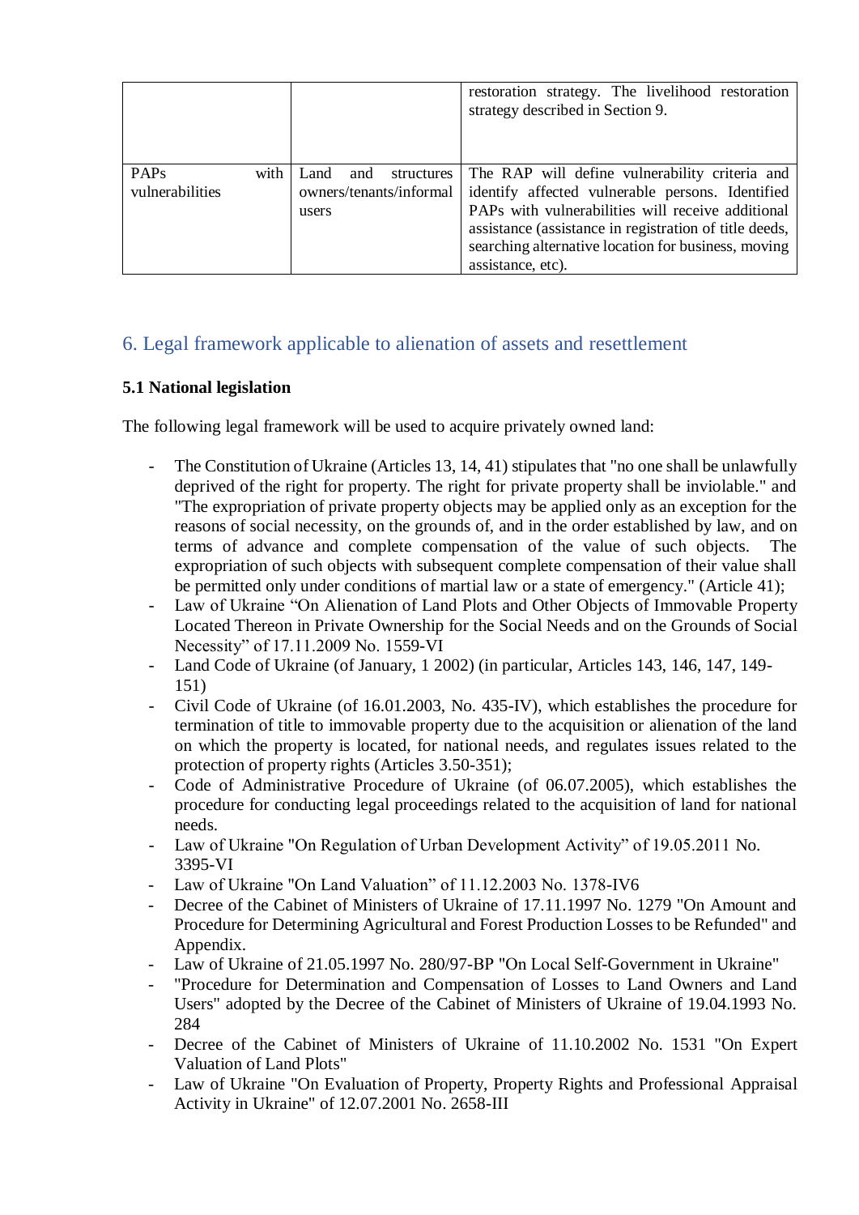| | | restoration strategy. The livelihood restoration strategy described in Section 9. |
|---|---|---|
| PAPs with vulnerabilities | Land and structures owners/tenants/informal users | The RAP will define vulnerability criteria and identify affected vulnerable persons. Identified PAPs with vulnerabilities will receive additional assistance (assistance in registration of title deeds, searching alternative location for business, moving assistance, etc). |

## 6. Legal framework applicable to alienation of assets and resettlement

### 5.1 National legislation

The following legal framework will be used to acquire privately owned land:

- The Constitution of Ukraine (Articles 13, 14, 41) stipulates that "no one shall be unlawfully deprived of the right for property. The right for private property shall be inviolable." and "The expropriation of private property objects may be applied only as an exception for the reasons of social necessity, on the grounds of, and in the order established by law, and on terms of advance and complete compensation of the value of such objects. The expropriation of such objects with subsequent complete compensation of their value shall be permitted only under conditions of martial law or a state of emergency." (Article 41);
- Law of Ukraine "On Alienation of Land Plots and Other Objects of Immovable Property Located Thereon in Private Ownership for the Social Needs and on the Grounds of Social Necessity" of 17.11.2009 No. 1559-VI
- Land Code of Ukraine (of January, 1 2002) (in particular, Articles 143, 146, 147, 149-151)
- Civil Code of Ukraine (of 16.01.2003, No. 435-IV), which establishes the procedure for termination of title to immovable property due to the acquisition or alienation of the land on which the property is located, for national needs, and regulates issues related to the protection of property rights (Articles 3.50-351);
- Code of Administrative Procedure of Ukraine (of 06.07.2005), which establishes the procedure for conducting legal proceedings related to the acquisition of land for national needs.
- Law of Ukraine "On Regulation of Urban Development Activity" of 19.05.2011 No. 3395-VI
- Law of Ukraine "On Land Valuation" of 11.12.2003 No. 1378-IV6
- Decree of the Cabinet of Ministers of Ukraine of 17.11.1997 No. 1279 "On Amount and Procedure for Determining Agricultural and Forest Production Losses to be Refunded" and Appendix.
- Law of Ukraine of 21.05.1997 No. 280/97-BP "On Local Self-Government in Ukraine"
- "Procedure for Determination and Compensation of Losses to Land Owners and Land Users" adopted by the Decree of the Cabinet of Ministers of Ukraine of 19.04.1993 No. 284
- Decree of the Cabinet of Ministers of Ukraine of 11.10.2002 No. 1531 "On Expert Valuation of Land Plots"
- Law of Ukraine "On Evaluation of Property, Property Rights and Professional Appraisal Activity in Ukraine" of 12.07.2001 No. 2658-III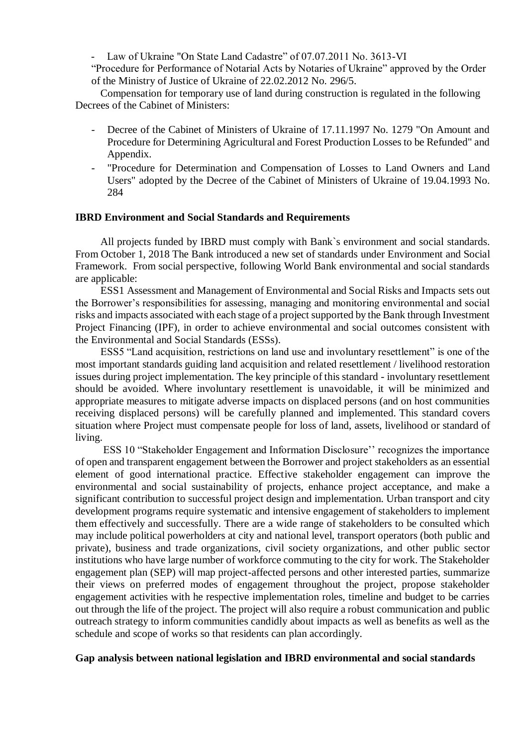- Law of Ukraine "On State Land Cadastre" of 07.07.2011 No. 3613-VI

"Procedure for Performance of Notarial Acts by Notaries of Ukraine" approved by the Order of the Ministry of Justice of Ukraine of 22.02.2012 No. 296/5.

Compensation for temporary use of land during construction is regulated in the following Decrees of the Cabinet of Ministers:

- Decree of the Cabinet of Ministers of Ukraine of 17.11.1997 No. 1279 "On Amount and Procedure for Determining Agricultural and Forest Production Losses to be Refunded" and Appendix.
- "Procedure for Determination and Compensation of Losses to Land Owners and Land Users" adopted by the Decree of the Cabinet of Ministers of Ukraine of 19.04.1993 No. 284

**IBRD Environment and Social Standards and Requirements**

All projects funded by IBRD must comply with Bank`s environment and social standards. From October 1, 2018 The Bank introduced a new set of standards under Environment and Social Framework. From social perspective, following World Bank environmental and social standards are applicable:

ESS1 Assessment and Management of Environmental and Social Risks and Impacts sets out the Borrower's responsibilities for assessing, managing and monitoring environmental and social risks and impacts associated with each stage of a project supported by the Bank through Investment Project Financing (IPF), in order to achieve environmental and social outcomes consistent with the Environmental and Social Standards (ESSs).

ESS5 "Land acquisition, restrictions on land use and involuntary resettlement" is one of the most important standards guiding land acquisition and related resettlement / livelihood restoration issues during project implementation. The key principle of this standard - involuntary resettlement should be avoided. Where involuntary resettlement is unavoidable, it will be minimized and appropriate measures to mitigate adverse impacts on displaced persons (and on host communities receiving displaced persons) will be carefully planned and implemented. This standard covers situation where Project must compensate people for loss of land, assets, livelihood or standard of living.

ESS 10 "Stakeholder Engagement and Information Disclosure'' recognizes the importance of open and transparent engagement between the Borrower and project stakeholders as an essential element of good international practice. Effective stakeholder engagement can improve the environmental and social sustainability of projects, enhance project acceptance, and make a significant contribution to successful project design and implementation. Urban transport and city development programs require systematic and intensive engagement of stakeholders to implement them effectively and successfully. There are a wide range of stakeholders to be consulted which may include political powerholders at city and national level, transport operators (both public and private), business and trade organizations, civil society organizations, and other public sector institutions who have large number of workforce commuting to the city for work. The Stakeholder engagement plan (SEP) will map project-affected persons and other interested parties, summarize their views on preferred modes of engagement throughout the project, propose stakeholder engagement activities with he respective implementation roles, timeline and budget to be carries out through the life of the project. The project will also require a robust communication and public outreach strategy to inform communities candidly about impacts as well as benefits as well as the schedule and scope of works so that residents can plan accordingly.

**Gap analysis between national legislation and IBRD environmental and social standards**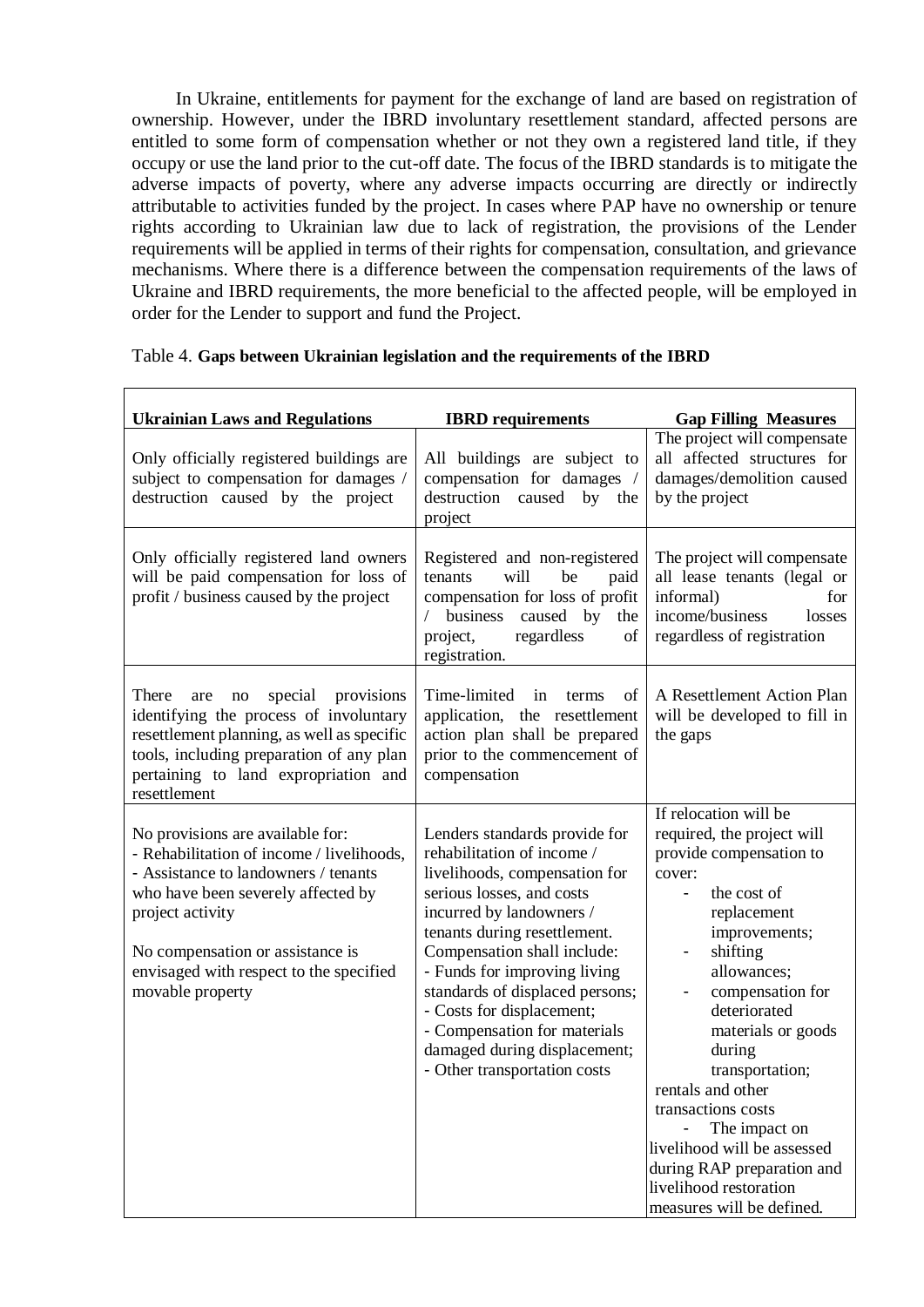In Ukraine, entitlements for payment for the exchange of land are based on registration of ownership. However, under the IBRD involuntary resettlement standard, affected persons are entitled to some form of compensation whether or not they own a registered land title, if they occupy or use the land prior to the cut-off date. The focus of the IBRD standards is to mitigate the adverse impacts of poverty, where any adverse impacts occurring are directly or indirectly attributable to activities funded by the project. In cases where PAP have no ownership or tenure rights according to Ukrainian law due to lack of registration, the provisions of the Lender requirements will be applied in terms of their rights for compensation, consultation, and grievance mechanisms. Where there is a difference between the compensation requirements of the laws of Ukraine and IBRD requirements, the more beneficial to the affected people, will be employed in order for the Lender to support and fund the Project.

Table 4. **Gaps between Ukrainian legislation and the requirements of the IBRD**

| **Ukrainian Laws and Regulations** | **IBRD requirements** | **Gap Filling Measures** |
|---|---|---|
| Only officially registered buildings are subject to compensation for damages / destruction caused by the project | All buildings are subject to compensation for damages / destruction caused by the project | The project will compensate all affected structures for damages/demolition caused by the project |
| Only officially registered land owners will be paid compensation for loss of profit / business caused by the project | Registered and non-registered tenants will be paid compensation for loss of profit / business caused by the project, regardless of registration. | The project will compensate all lease tenants (legal or informal) for income/business losses regardless of registration |
| There are no special provisions identifying the process of involuntary resettlement planning, as well as specific tools, including preparation of any plan pertaining to land expropriation and resettlement | Time-limited in terms of application, the resettlement action plan shall be prepared prior to the commencement of compensation | A Resettlement Action Plan will be developed to fill in the gaps |
| No provisions are available for:<br>- Rehabilitation of income / livelihoods,<br>- Assistance to landowners / tenants who have been severely affected by project activity<br><br>No compensation or assistance is envisaged with respect to the specified movable property | Lenders standards provide for rehabilitation of income / livelihoods, compensation for serious losses, and costs incurred by landowners / tenants during resettlement. Compensation shall include:<br>- Funds for improving living standards of displaced persons;<br>- Costs for displacement;<br>- Compensation for materials damaged during displacement;<br>- Other transportation costs | If relocation will be required, the project will provide compensation to cover:<br>- the cost of replacement improvements;<br>- shifting allowances;<br>- compensation for deteriorated materials or goods during transportation;<br>rentals and other transactions costs<br>- The impact on livelihood will be assessed during RAP preparation and livelihood restoration measures will be defined. |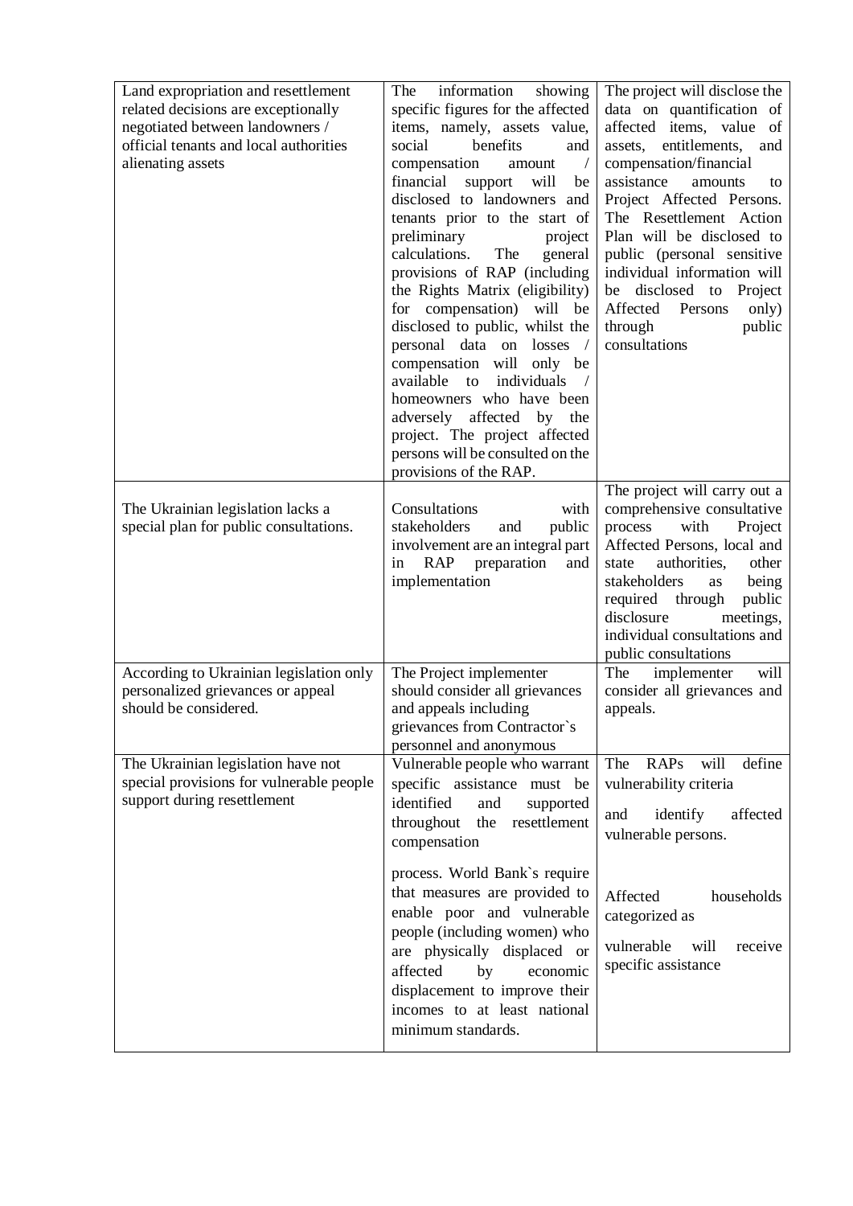| | | |
|---|---|---|
| Land expropriation and resettlement related decisions are exceptionally negotiated between landowners / official tenants and local authorities alienating assets | The information showing specific figures for the affected items, namely, assets value, social benefits and compensation amount / financial support will be disclosed to landowners and tenants prior to the start of preliminary project calculations. The general provisions of RAP (including the Rights Matrix (eligibility) for compensation) will be disclosed to public, whilst the personal data on losses / compensation will only be available to individuals / homeowners who have been adversely affected by the project. The project affected persons will be consulted on the provisions of the RAP. | The project will disclose the data on quantification of affected items, value of assets, entitlements, and compensation/financial assistance amounts to Project Affected Persons. The Resettlement Action Plan will be disclosed to public (personal sensitive individual information will be disclosed to Project Affected Persons only) through public consultations |
| The Ukrainian legislation lacks a special plan for public consultations. | Consultations with stakeholders and public involvement are an integral part in RAP preparation and implementation | The project will carry out a comprehensive consultative process with Project Affected Persons, local and state authorities, other stakeholders as being required through public disclosure meetings, individual consultations and public consultations |
| According to Ukrainian legislation only personalized grievances or appeal should be considered. | The Project implementer should consider all grievances and appeals including grievances from Contractor`s personnel and anonymous | The implementer will consider all grievances and appeals. |
| The Ukrainian legislation have not special provisions for vulnerable people support during resettlement | Vulnerable people who warrant specific assistance must be identified and supported throughout the resettlement compensation<br><br>process. World Bank`s require that measures are provided to enable poor and vulnerable people (including women) who are physically displaced or affected by economic displacement to improve their incomes to at least national minimum standards. | The RAPs will define vulnerability criteria<br><br>and identify affected vulnerable persons.<br><br>Affected households categorized as<br><br>vulnerable will receive specific assistance |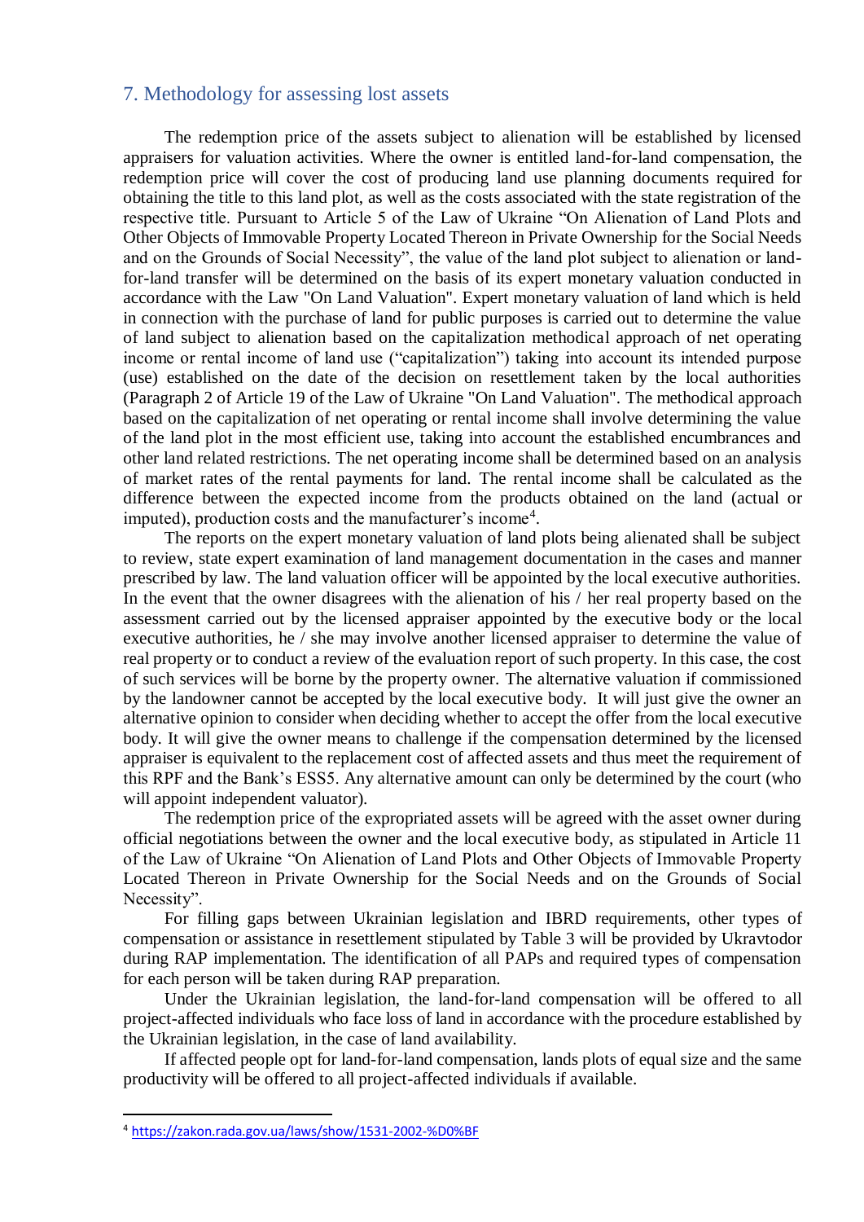## 7. Methodology for assessing lost assets

The redemption price of the assets subject to alienation will be established by licensed appraisers for valuation activities. Where the owner is entitled land-for-land compensation, the redemption price will cover the cost of producing land use planning documents required for obtaining the title to this land plot, as well as the costs associated with the state registration of the respective title. Pursuant to Article 5 of the Law of Ukraine "On Alienation of Land Plots and Other Objects of Immovable Property Located Thereon in Private Ownership for the Social Needs and on the Grounds of Social Necessity", the value of the land plot subject to alienation or land-for-land transfer will be determined on the basis of its expert monetary valuation conducted in accordance with the Law "On Land Valuation". Expert monetary valuation of land which is held in connection with the purchase of land for public purposes is carried out to determine the value of land subject to alienation based on the capitalization methodical approach of net operating income or rental income of land use ("capitalization") taking into account its intended purpose (use) established on the date of the decision on resettlement taken by the local authorities (Paragraph 2 of Article 19 of the Law of Ukraine "On Land Valuation". The methodical approach based on the capitalization of net operating or rental income shall involve determining the value of the land plot in the most efficient use, taking into account the established encumbrances and other land related restrictions. The net operating income shall be determined based on an analysis of market rates of the rental payments for land. The rental income shall be calculated as the difference between the expected income from the products obtained on the land (actual or imputed), production costs and the manufacturer's income[4].

The reports on the expert monetary valuation of land plots being alienated shall be subject to review, state expert examination of land management documentation in the cases and manner prescribed by law. The land valuation officer will be appointed by the local executive authorities. In the event that the owner disagrees with the alienation of his / her real property based on the assessment carried out by the licensed appraiser appointed by the executive body or the local executive authorities, he / she may involve another licensed appraiser to determine the value of real property or to conduct a review of the evaluation report of such property. In this case, the cost of such services will be borne by the property owner. The alternative valuation if commissioned by the landowner cannot be accepted by the local executive body. It will just give the owner an alternative opinion to consider when deciding whether to accept the offer from the local executive body. It will give the owner means to challenge if the compensation determined by the licensed appraiser is equivalent to the replacement cost of affected assets and thus meet the requirement of this RPF and the Bank's ESS5. Any alternative amount can only be determined by the court (who will appoint independent valuator).

The redemption price of the expropriated assets will be agreed with the asset owner during official negotiations between the owner and the local executive body, as stipulated in Article 11 of the Law of Ukraine "On Alienation of Land Plots and Other Objects of Immovable Property Located Thereon in Private Ownership for the Social Needs and on the Grounds of Social Necessity".

For filling gaps between Ukrainian legislation and IBRD requirements, other types of compensation or assistance in resettlement stipulated by Table 3 will be provided by Ukravtodor during RAP implementation. The identification of all PAPs and required types of compensation for each person will be taken during RAP preparation.

Under the Ukrainian legislation, the land-for-land compensation will be offered to all project-affected individuals who face loss of land in accordance with the procedure established by the Ukrainian legislation, in the case of land availability.

If affected people opt for land-for-land compensation, lands plots of equal size and the same productivity will be offered to all project-affected individuals if available.

---

[4] https://zakon.rada.gov.ua/laws/show/1531-2002-%D0%BF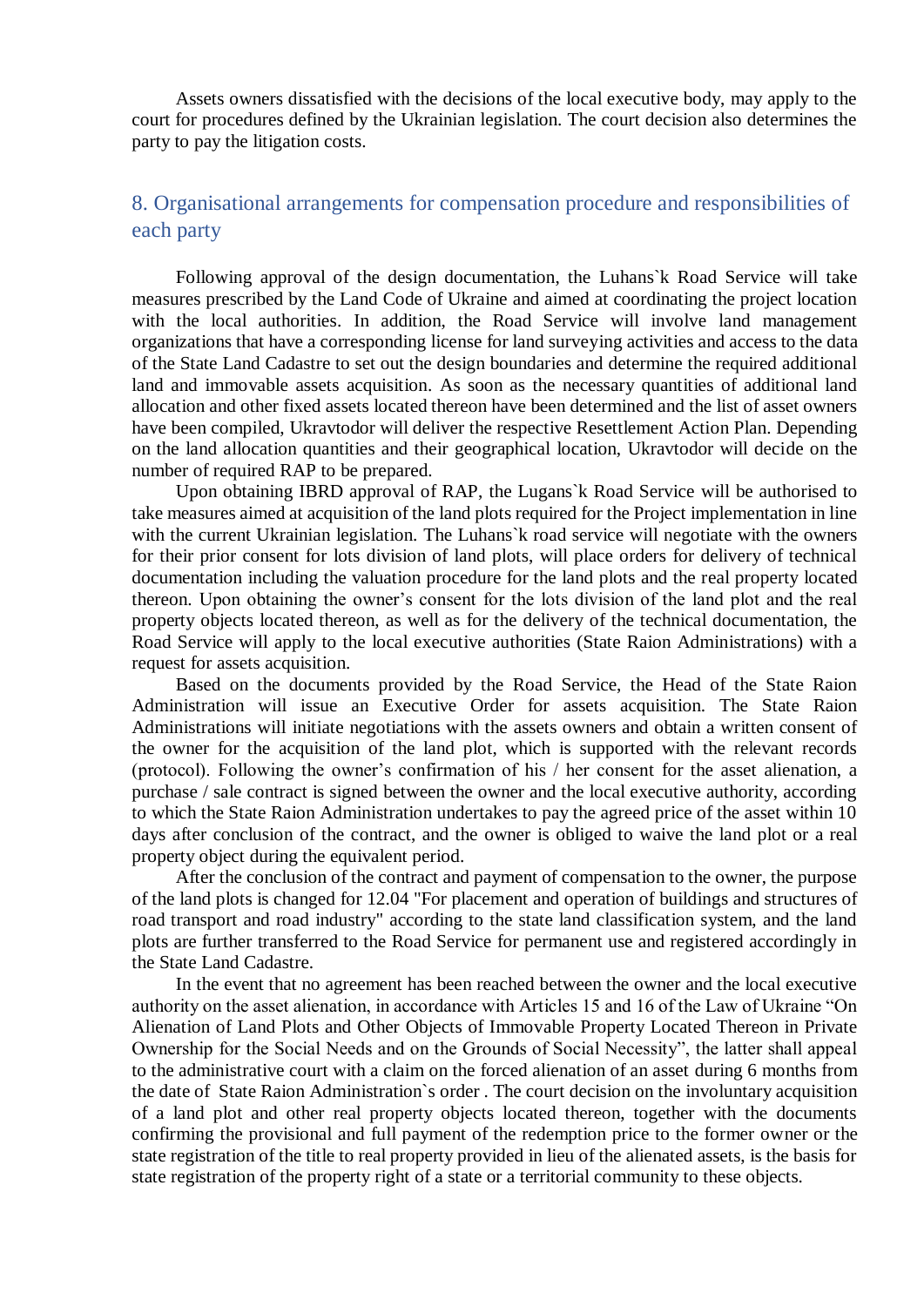Assets owners dissatisfied with the decisions of the local executive body, may apply to the court for procedures defined by the Ukrainian legislation. The court decision also determines the party to pay the litigation costs.

## 8. Organisational arrangements for compensation procedure and responsibilities of each party

Following approval of the design documentation, the Luhans`k Road Service will take measures prescribed by the Land Code of Ukraine and aimed at coordinating the project location with the local authorities. In addition, the Road Service will involve land management organizations that have a corresponding license for land surveying activities and access to the data of the State Land Cadastre to set out the design boundaries and determine the required additional land and immovable assets acquisition. As soon as the necessary quantities of additional land allocation and other fixed assets located thereon have been determined and the list of asset owners have been compiled, Ukravtodor will deliver the respective Resettlement Action Plan. Depending on the land allocation quantities and their geographical location, Ukravtodor will decide on the number of required RAP to be prepared.

Upon obtaining IBRD approval of RAP, the Lugans`k Road Service will be authorised to take measures aimed at acquisition of the land plots required for the Project implementation in line with the current Ukrainian legislation. The Luhans`k road service will negotiate with the owners for their prior consent for lots division of land plots, will place orders for delivery of technical documentation including the valuation procedure for the land plots and the real property located thereon. Upon obtaining the owner's consent for the lots division of the land plot and the real property objects located thereon, as well as for the delivery of the technical documentation, the Road Service will apply to the local executive authorities (State Raion Administrations) with a request for assets acquisition.

Based on the documents provided by the Road Service, the Head of the State Raion Administration will issue an Executive Order for assets acquisition. The State Raion Administrations will initiate negotiations with the assets owners and obtain a written consent of the owner for the acquisition of the land plot, which is supported with the relevant records (protocol). Following the owner's confirmation of his / her consent for the asset alienation, a purchase / sale contract is signed between the owner and the local executive authority, according to which the State Raion Administration undertakes to pay the agreed price of the asset within 10 days after conclusion of the contract, and the owner is obliged to waive the land plot or a real property object during the equivalent period.

After the conclusion of the contract and payment of compensation to the owner, the purpose of the land plots is changed for 12.04 "For placement and operation of buildings and structures of road transport and road industry" according to the state land classification system, and the land plots are further transferred to the Road Service for permanent use and registered accordingly in the State Land Cadastre.

In the event that no agreement has been reached between the owner and the local executive authority on the asset alienation, in accordance with Articles 15 and 16 of the Law of Ukraine "On Alienation of Land Plots and Other Objects of Immovable Property Located Thereon in Private Ownership for the Social Needs and on the Grounds of Social Necessity", the latter shall appeal to the administrative court with a claim on the forced alienation of an asset during 6 months from the date of State Raion Administration`s order . The court decision on the involuntary acquisition of a land plot and other real property objects located thereon, together with the documents confirming the provisional and full payment of the redemption price to the former owner or the state registration of the title to real property provided in lieu of the alienated assets, is the basis for state registration of the property right of a state or a territorial community to these objects.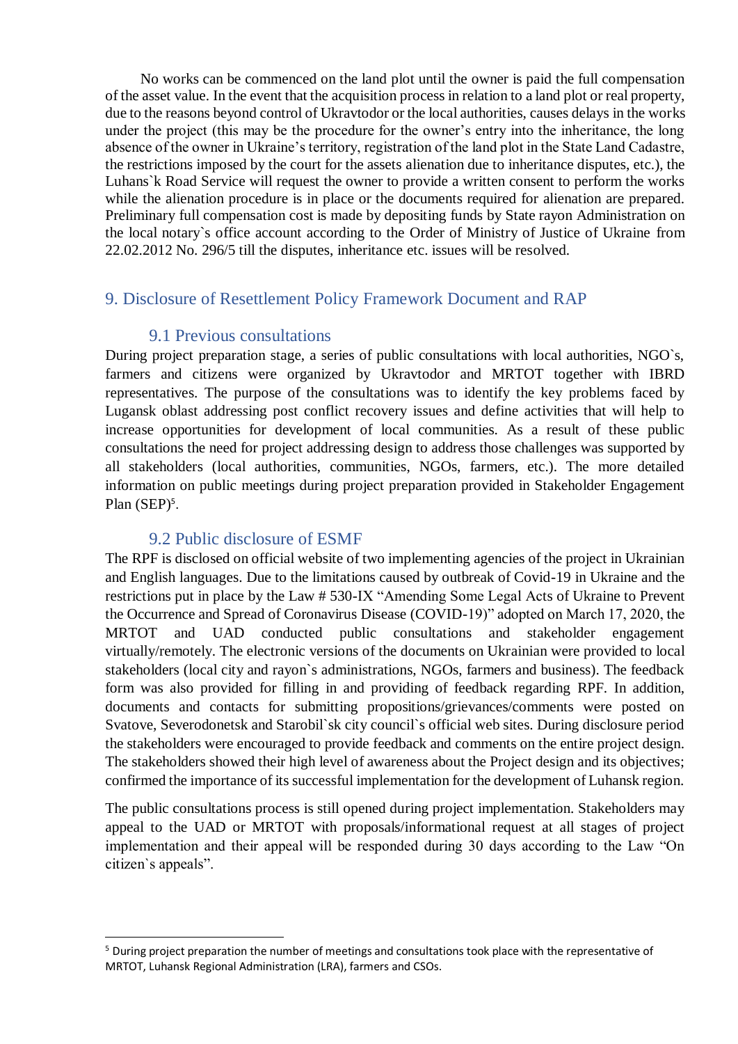No works can be commenced on the land plot until the owner is paid the full compensation of the asset value. In the event that the acquisition process in relation to a land plot or real property, due to the reasons beyond control of Ukravtodor or the local authorities, causes delays in the works under the project (this may be the procedure for the owner's entry into the inheritance, the long absence of the owner in Ukraine's territory, registration of the land plot in the State Land Cadastre, the restrictions imposed by the court for the assets alienation due to inheritance disputes, etc.), the Luhans`k Road Service will request the owner to provide a written consent to perform the works while the alienation procedure is in place or the documents required for alienation are prepared. Preliminary full compensation cost is made by depositing funds by State rayon Administration on the local notary`s office account according to the Order of Ministry of Justice of Ukraine from 22.02.2012 No. 296/5 till the disputes, inheritance etc. issues will be resolved.

## 9. Disclosure of Resettlement Policy Framework Document and RAP

### 9.1 Previous consultations

During project preparation stage, a series of public consultations with local authorities, NGO`s, farmers and citizens were organized by Ukravtodor and MRTOT together with IBRD representatives. The purpose of the consultations was to identify the key problems faced by Lugansk oblast addressing post conflict recovery issues and define activities that will help to increase opportunities for development of local communities. As a result of these public consultations the need for project addressing design to address those challenges was supported by all stakeholders (local authorities, communities, NGOs, farmers, etc.). The more detailed information on public meetings during project preparation provided in Stakeholder Engagement Plan (SEP)[5].

### 9.2 Public disclosure of ESMF

The RPF is disclosed on official website of two implementing agencies of the project in Ukrainian and English languages. Due to the limitations caused by outbreak of Covid-19 in Ukraine and the restrictions put in place by the Law # 530-IX "Amending Some Legal Acts of Ukraine to Prevent the Occurrence and Spread of Coronavirus Disease (COVID-19)" adopted on March 17, 2020, the MRTOT and UAD conducted public consultations and stakeholder engagement virtually/remotely. The electronic versions of the documents on Ukrainian were provided to local stakeholders (local city and rayon`s administrations, NGOs, farmers and business). The feedback form was also provided for filling in and providing of feedback regarding RPF. In addition, documents and contacts for submitting propositions/grievances/comments were posted on Svatove, Severodonetsk and Starobil`sk city council`s official web sites. During disclosure period the stakeholders were encouraged to provide feedback and comments on the entire project design. The stakeholders showed their high level of awareness about the Project design and its objectives; confirmed the importance of its successful implementation for the development of Luhansk region.

The public consultations process is still opened during project implementation. Stakeholders may appeal to the UAD or MRTOT with proposals/informational request at all stages of project implementation and their appeal will be responded during 30 days according to the Law "On citizen`s appeals".

---

[5] During project preparation the number of meetings and consultations took place with the representative of MRTOT, Luhansk Regional Administration (LRA), farmers and CSOs.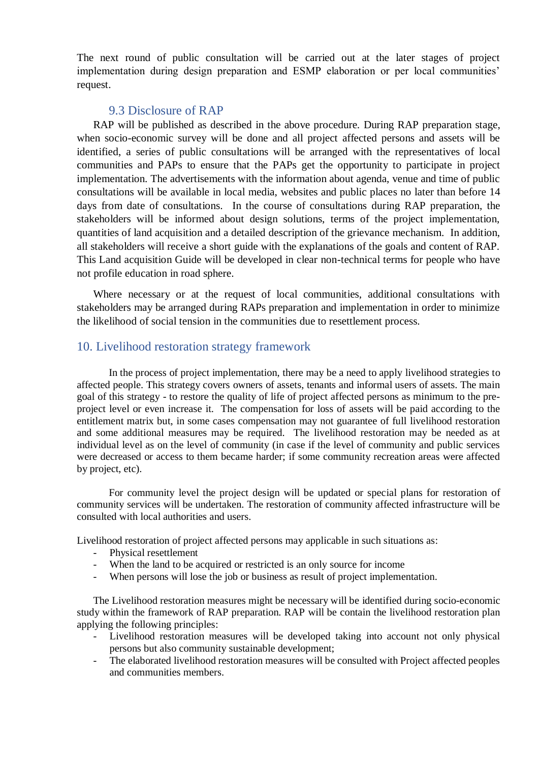The next round of public consultation will be carried out at the later stages of project implementation during design preparation and ESMP elaboration or per local communities' request.

### 9.3 Disclosure of RAP

RAP will be published as described in the above procedure. During RAP preparation stage, when socio-economic survey will be done and all project affected persons and assets will be identified, a series of public consultations will be arranged with the representatives of local communities and PAPs to ensure that the PAPs get the opportunity to participate in project implementation. The advertisements with the information about agenda, venue and time of public consultations will be available in local media, websites and public places no later than before 14 days from date of consultations. In the course of consultations during RAP preparation, the stakeholders will be informed about design solutions, terms of the project implementation, quantities of land acquisition and a detailed description of the grievance mechanism. In addition, all stakeholders will receive a short guide with the explanations of the goals and content of RAP. This Land acquisition Guide will be developed in clear non-technical terms for people who have not profile education in road sphere.

Where necessary or at the request of local communities, additional consultations with stakeholders may be arranged during RAPs preparation and implementation in order to minimize the likelihood of social tension in the communities due to resettlement process.

## 10. Livelihood restoration strategy framework

In the process of project implementation, there may be a need to apply livelihood strategies to affected people. This strategy covers owners of assets, tenants and informal users of assets. The main goal of this strategy - to restore the quality of life of project affected persons as minimum to the pre-project level or even increase it. The compensation for loss of assets will be paid according to the entitlement matrix but, in some cases compensation may not guarantee of full livelihood restoration and some additional measures may be required. The livelihood restoration may be needed as at individual level as on the level of community (in case if the level of community and public services were decreased or access to them became harder; if some community recreation areas were affected by project, etc).

For community level the project design will be updated or special plans for restoration of community services will be undertaken. The restoration of community affected infrastructure will be consulted with local authorities and users.

Livelihood restoration of project affected persons may applicable in such situations as:

- Physical resettlement
- When the land to be acquired or restricted is an only source for income
- When persons will lose the job or business as result of project implementation.

The Livelihood restoration measures might be necessary will be identified during socio-economic study within the framework of RAP preparation. RAP will be contain the livelihood restoration plan applying the following principles:

- Livelihood restoration measures will be developed taking into account not only physical persons but also community sustainable development;
- The elaborated livelihood restoration measures will be consulted with Project affected peoples and communities members.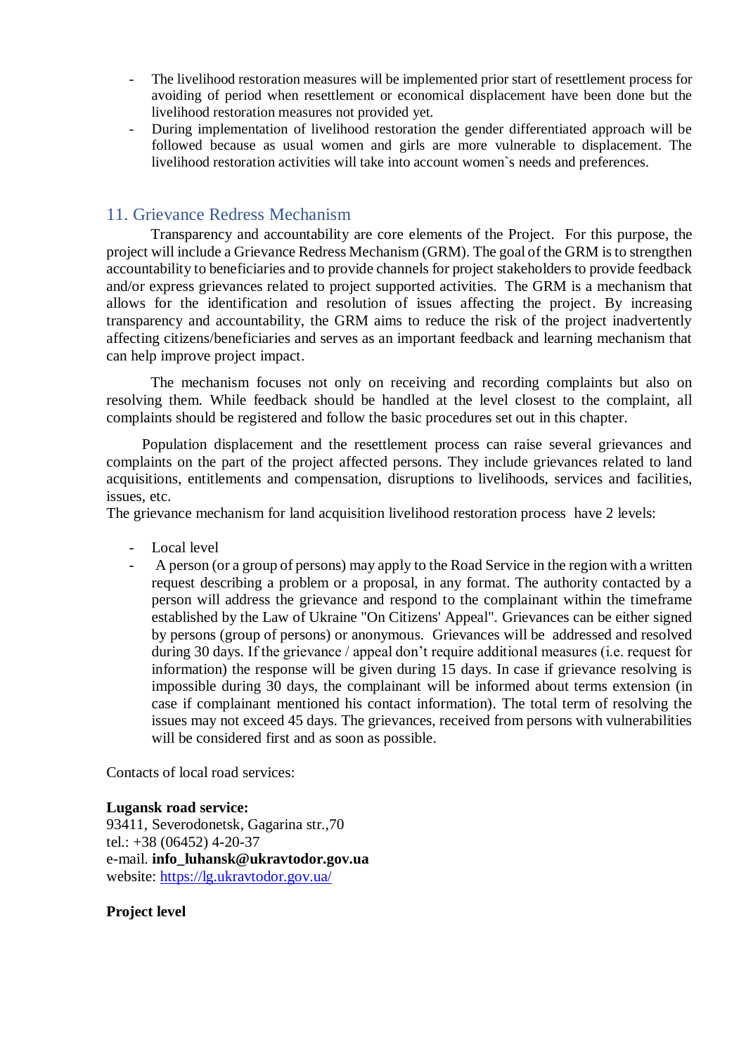- The livelihood restoration measures will be implemented prior start of resettlement process for avoiding of period when resettlement or economical displacement have been done but the livelihood restoration measures not provided yet.
- During implementation of livelihood restoration the gender differentiated approach will be followed because as usual women and girls are more vulnerable to displacement. The livelihood restoration activities will take into account women`s needs and preferences.

## 11. Grievance Redress Mechanism

Transparency and accountability are core elements of the Project. For this purpose, the project will include a Grievance Redress Mechanism (GRM). The goal of the GRM is to strengthen accountability to beneficiaries and to provide channels for project stakeholders to provide feedback and/or express grievances related to project supported activities. The GRM is a mechanism that allows for the identification and resolution of issues affecting the project. By increasing transparency and accountability, the GRM aims to reduce the risk of the project inadvertently affecting citizens/beneficiaries and serves as an important feedback and learning mechanism that can help improve project impact.

The mechanism focuses not only on receiving and recording complaints but also on resolving them. While feedback should be handled at the level closest to the complaint, all complaints should be registered and follow the basic procedures set out in this chapter.

Population displacement and the resettlement process can raise several grievances and complaints on the part of the project affected persons. They include grievances related to land acquisitions, entitlements and compensation, disruptions to livelihoods, services and facilities, issues, etc.

The grievance mechanism for land acquisition livelihood restoration process have 2 levels:

- Local level
- A person (or a group of persons) may apply to the Road Service in the region with a written request describing a problem or a proposal, in any format. The authority contacted by a person will address the grievance and respond to the complainant within the timeframe established by the Law of Ukraine "On Citizens' Appeal". Grievances can be either signed by persons (group of persons) or anonymous. Grievances will be addressed and resolved during 30 days. If the grievance / appeal don't require additional measures (i.e. request for information) the response will be given during 15 days. In case if grievance resolving is impossible during 30 days, the complainant will be informed about terms extension (in case if complainant mentioned his contact information). The total term of resolving the issues may not exceed 45 days. The grievances, received from persons with vulnerabilities will be considered first and as soon as possible.

Contacts of local road services:

**Lugansk road service:**
93411, Severodonetsk, Gagarina str.,70
tel.: +38 (06452) 4-20-37
e-mail. **info_luhansk@ukravtodor.gov.ua**
website: [https://lg.ukravtodor.gov.ua/](https://lg.ukravtodor.gov.ua/)

**Project level**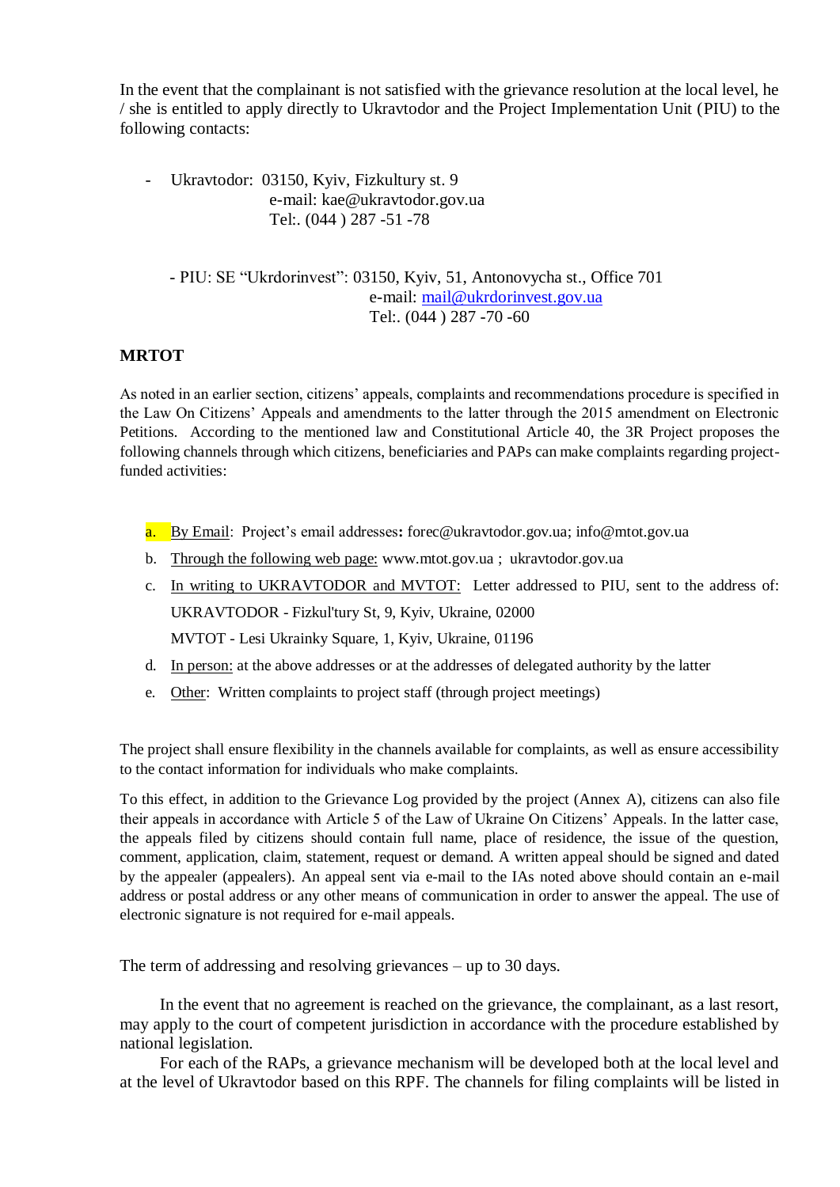In the event that the complainant is not satisfied with the grievance resolution at the local level, he / she is entitled to apply directly to Ukravtodor and the Project Implementation Unit (PIU) to the following contacts:

- Ukravtodor: 03150, Kyiv, Fizkultury st. 9
  e-mail: kae@ukravtodor.gov.ua
  Tel:. (044 ) 287 -51 -78

- PIU: SE "Ukrdorinvest": 03150, Kyiv, 51, Antonovycha st., Office 701
  e-mail: mail@ukrdorinvest.gov.ua
  Tel:. (044 ) 287 -70 -60

**MRTOT**

As noted in an earlier section, citizens' appeals, complaints and recommendations procedure is specified in the Law On Citizens' Appeals and amendments to the latter through the 2015 amendment on Electronic Petitions. According to the mentioned law and Constitutional Article 40, the 3R Project proposes the following channels through which citizens, beneficiaries and PAPs can make complaints regarding project-funded activities:

a. By Email: Project's email addresses**:** forec@ukravtodor.gov.ua; info@mtot.gov.ua
b. Through the following web page: www.mtot.gov.ua ; ukravtodor.gov.ua
c. In writing to UKRAVTODOR and MVTOT: Letter addressed to PIU, sent to the address of:
   UKRAVTODOR - Fizkul'tury St, 9, Kyiv, Ukraine, 02000
   MVTOT - Lesi Ukrainky Square, 1, Kyiv, Ukraine, 01196
d. In person: at the above addresses or at the addresses of delegated authority by the latter
e. Other: Written complaints to project staff (through project meetings)

The project shall ensure flexibility in the channels available for complaints, as well as ensure accessibility to the contact information for individuals who make complaints.

To this effect, in addition to the Grievance Log provided by the project (Annex A), citizens can also file their appeals in accordance with Article 5 of the Law of Ukraine On Citizens' Appeals. In the latter case, the appeals filed by citizens should contain full name, place of residence, the issue of the question, comment, application, claim, statement, request or demand. A written appeal should be signed and dated by the appealer (appealers). An appeal sent via e-mail to the IAs noted above should contain an e-mail address or postal address or any other means of communication in order to answer the appeal. The use of electronic signature is not required for e-mail appeals.

The term of addressing and resolving grievances – up to 30 days.

In the event that no agreement is reached on the grievance, the complainant, as a last resort, may apply to the court of competent jurisdiction in accordance with the procedure established by national legislation.

For each of the RAPs, a grievance mechanism will be developed both at the local level and at the level of Ukravtodor based on this RPF. The channels for filing complaints will be listed in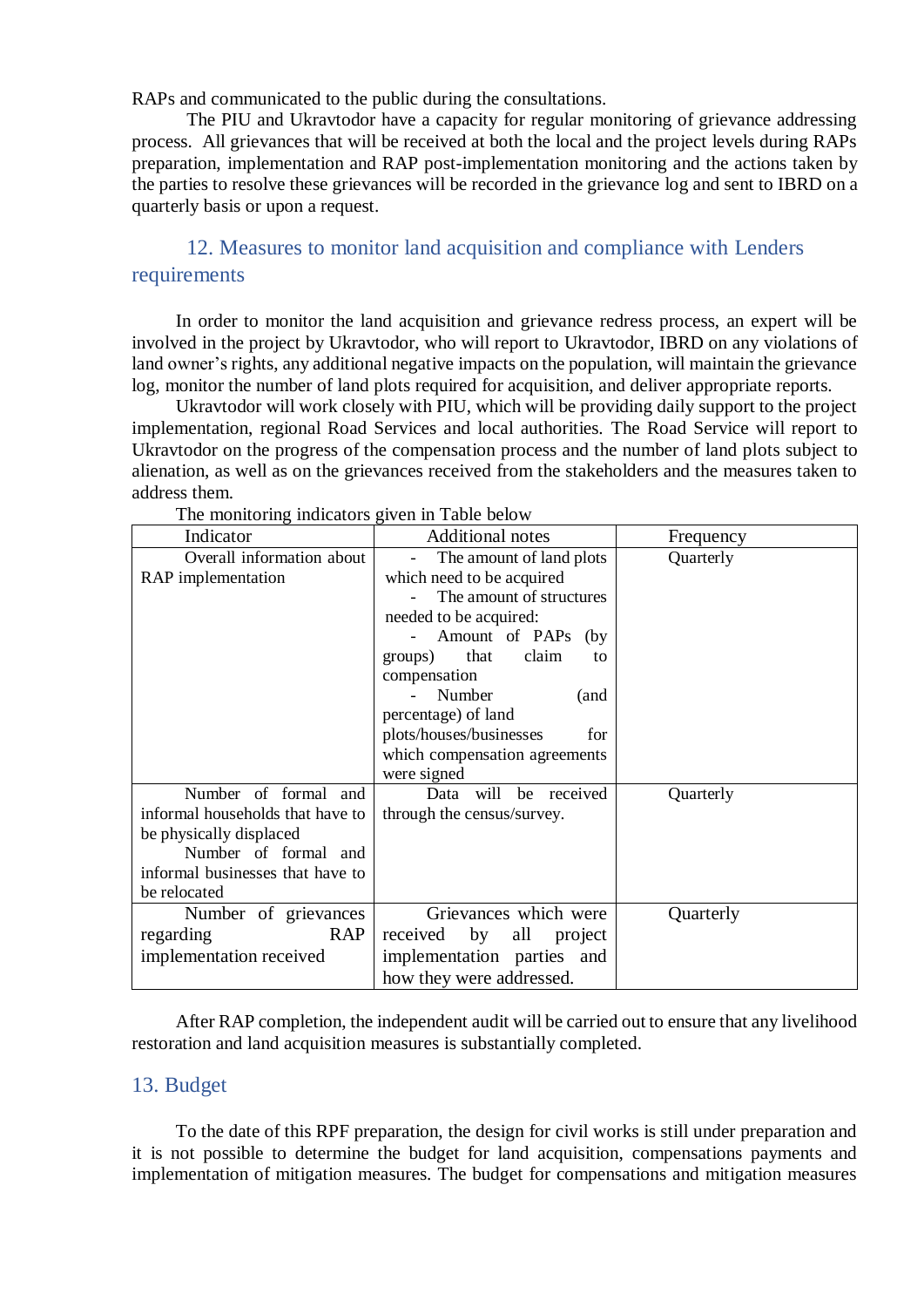RAPs and communicated to the public during the consultations.

The PIU and Ukravtodor have a capacity for regular monitoring of grievance addressing process. All grievances that will be received at both the local and the project levels during RAPs preparation, implementation and RAP post-implementation monitoring and the actions taken by the parties to resolve these grievances will be recorded in the grievance log and sent to IBRD on a quarterly basis or upon a request.

## 12. Measures to monitor land acquisition and compliance with Lenders requirements

In order to monitor the land acquisition and grievance redress process, an expert will be involved in the project by Ukravtodor, who will report to Ukravtodor, IBRD on any violations of land owner's rights, any additional negative impacts on the population, will maintain the grievance log, monitor the number of land plots required for acquisition, and deliver appropriate reports.

Ukravtodor will work closely with PIU, which will be providing daily support to the project implementation, regional Road Services and local authorities. The Road Service will report to Ukravtodor on the progress of the compensation process and the number of land plots subject to alienation, as well as on the grievances received from the stakeholders and the measures taken to address them.

The monitoring indicators given in Table below

| Indicator | Additional notes | Frequency |
|---|---|---|
| Overall information about RAP implementation | - The amount of land plots which need to be acquired<br>- The amount of structures needed to be acquired:<br>- Amount of PAPs (by groups) that claim to compensation<br>- Number (and percentage) of land plots/houses/businesses for which compensation agreements were signed | Quarterly |
| Number of formal and informal households that have to be physically displaced<br>Number of formal and informal businesses that have to be relocated | Data will be received through the census/survey. | Quarterly |
| Number of grievances regarding RAP implementation received | Grievances which were received by all project implementation parties and how they were addressed. | Quarterly |

After RAP completion, the independent audit will be carried out to ensure that any livelihood restoration and land acquisition measures is substantially completed.

## 13. Budget

To the date of this RPF preparation, the design for civil works is still under preparation and it is not possible to determine the budget for land acquisition, compensations payments and implementation of mitigation measures. The budget for compensations and mitigation measures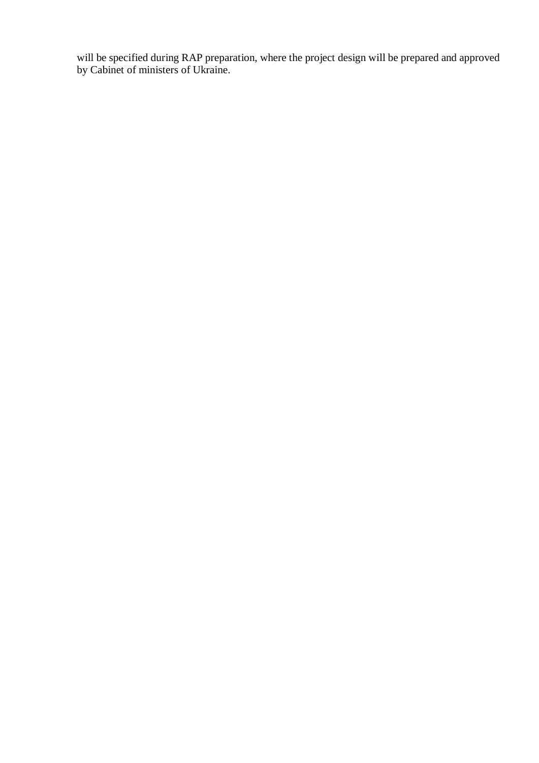will be specified during RAP preparation, where the project design will be prepared and approved by Cabinet of ministers of Ukraine.